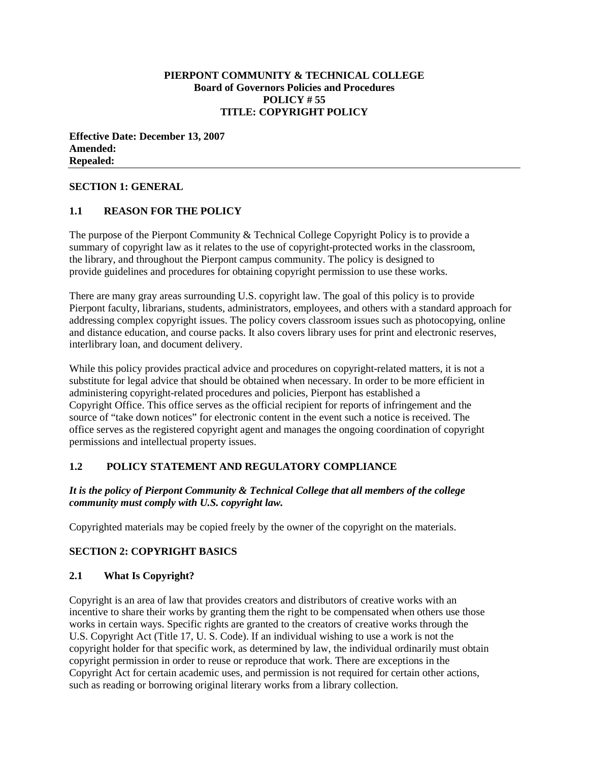**PIERPONT COMMUNITY & TECHNICAL COLLEGE**
**Board of Governors Policies and Procedures**
**POLICY # 55**
**TITLE: COPYRIGHT POLICY**

**Effective Date: December 13, 2007**
**Amended:**
**Repealed:**

---

## SECTION 1: GENERAL

### 1.1 REASON FOR THE POLICY

The purpose of the Pierpont Community & Technical College Copyright Policy is to provide a summary of copyright law as it relates to the use of copyright-protected works in the classroom, the library, and throughout the Pierpont campus community. The policy is designed to provide guidelines and procedures for obtaining copyright permission to use these works.

There are many gray areas surrounding U.S. copyright law. The goal of this policy is to provide Pierpont faculty, librarians, students, administrators, employees, and others with a standard approach for addressing complex copyright issues. The policy covers classroom issues such as photocopying, online and distance education, and course packs. It also covers library uses for print and electronic reserves, interlibrary loan, and document delivery.

While this policy provides practical advice and procedures on copyright-related matters, it is not a substitute for legal advice that should be obtained when necessary. In order to be more efficient in administering copyright-related procedures and policies, Pierpont has established a Copyright Office. This office serves as the official recipient for reports of infringement and the source of "take down notices" for electronic content in the event such a notice is received. The office serves as the registered copyright agent and manages the ongoing coordination of copyright permissions and intellectual property issues.

### 1.2 POLICY STATEMENT AND REGULATORY COMPLIANCE

***It is the policy of Pierpont Community & Technical College that all members of the college community must comply with U.S. copyright law.***

Copyrighted materials may be copied freely by the owner of the copyright on the materials.

## SECTION 2: COPYRIGHT BASICS

### 2.1 What Is Copyright?

Copyright is an area of law that provides creators and distributors of creative works with an incentive to share their works by granting them the right to be compensated when others use those works in certain ways. Specific rights are granted to the creators of creative works through the U.S. Copyright Act (Title 17, U. S. Code). If an individual wishing to use a work is not the copyright holder for that specific work, as determined by law, the individual ordinarily must obtain copyright permission in order to reuse or reproduce that work. There are exceptions in the Copyright Act for certain academic uses, and permission is not required for certain other actions, such as reading or borrowing original literary works from a library collection.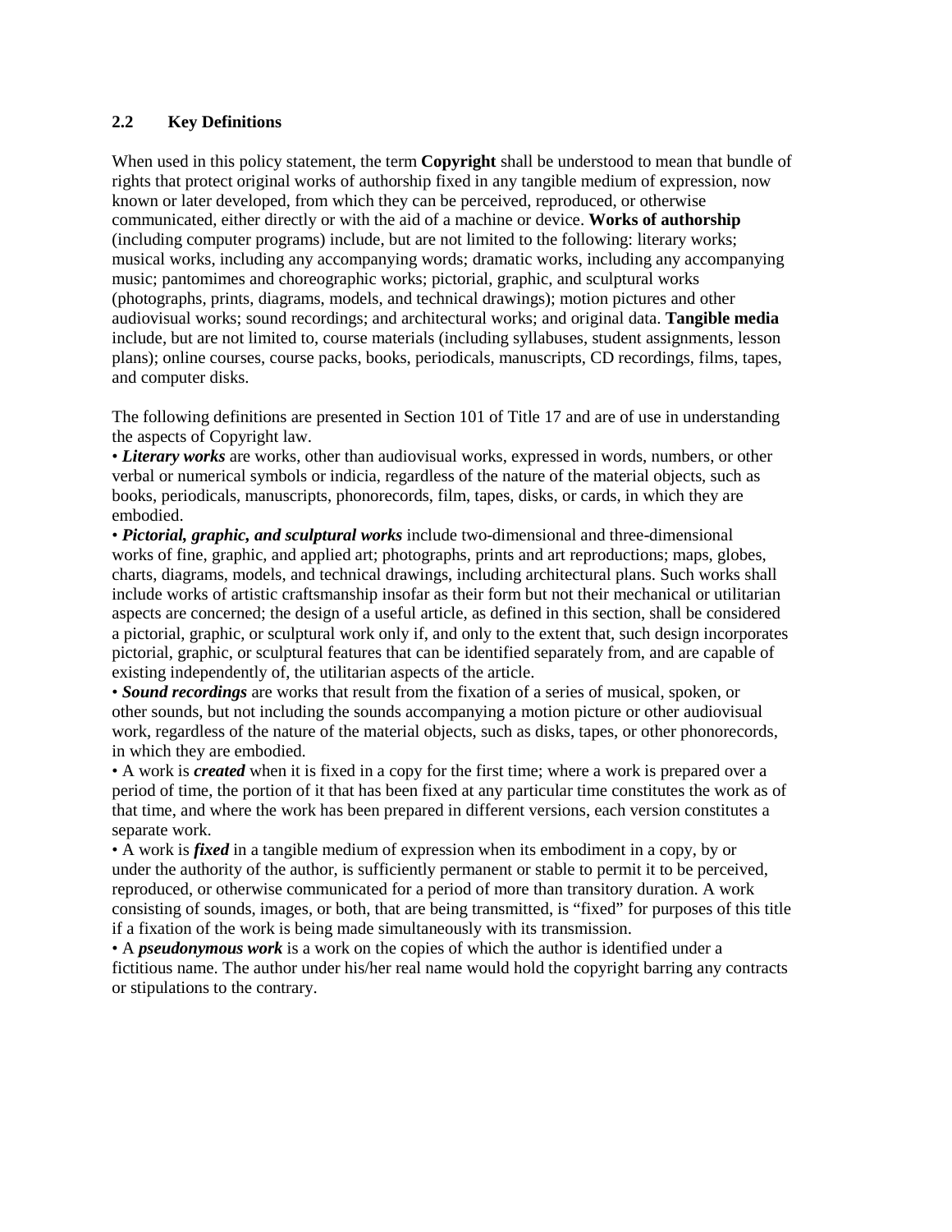## 2.2 Key Definitions

When used in this policy statement, the term **Copyright** shall be understood to mean that bundle of rights that protect original works of authorship fixed in any tangible medium of expression, now known or later developed, from which they can be perceived, reproduced, or otherwise communicated, either directly or with the aid of a machine or device. **Works of authorship** (including computer programs) include, but are not limited to the following: literary works; musical works, including any accompanying words; dramatic works, including any accompanying music; pantomimes and choreographic works; pictorial, graphic, and sculptural works (photographs, prints, diagrams, models, and technical drawings); motion pictures and other audiovisual works; sound recordings; and architectural works; and original data. **Tangible media** include, but are not limited to, course materials (including syllabuses, student assignments, lesson plans); online courses, course packs, books, periodicals, manuscripts, CD recordings, films, tapes, and computer disks.

The following definitions are presented in Section 101 of Title 17 and are of use in understanding the aspects of Copyright law.

- ***Literary works*** are works, other than audiovisual works, expressed in words, numbers, or other verbal or numerical symbols or indicia, regardless of the nature of the material objects, such as books, periodicals, manuscripts, phonorecords, film, tapes, disks, or cards, in which they are embodied.
- ***Pictorial, graphic, and sculptural works*** include two-dimensional and three-dimensional works of fine, graphic, and applied art; photographs, prints and art reproductions; maps, globes, charts, diagrams, models, and technical drawings, including architectural plans. Such works shall include works of artistic craftsmanship insofar as their form but not their mechanical or utilitarian aspects are concerned; the design of a useful article, as defined in this section, shall be considered a pictorial, graphic, or sculptural work only if, and only to the extent that, such design incorporates pictorial, graphic, or sculptural features that can be identified separately from, and are capable of existing independently of, the utilitarian aspects of the article.
- ***Sound recordings*** are works that result from the fixation of a series of musical, spoken, or other sounds, but not including the sounds accompanying a motion picture or other audiovisual work, regardless of the nature of the material objects, such as disks, tapes, or other phonorecords, in which they are embodied.
- A work is ***created*** when it is fixed in a copy for the first time; where a work is prepared over a period of time, the portion of it that has been fixed at any particular time constitutes the work as of that time, and where the work has been prepared in different versions, each version constitutes a separate work.
- A work is ***fixed*** in a tangible medium of expression when its embodiment in a copy, by or under the authority of the author, is sufficiently permanent or stable to permit it to be perceived, reproduced, or otherwise communicated for a period of more than transitory duration. A work consisting of sounds, images, or both, that are being transmitted, is "fixed" for purposes of this title if a fixation of the work is being made simultaneously with its transmission.
- A ***pseudonymous work*** is a work on the copies of which the author is identified under a fictitious name. The author under his/her real name would hold the copyright barring any contracts or stipulations to the contrary.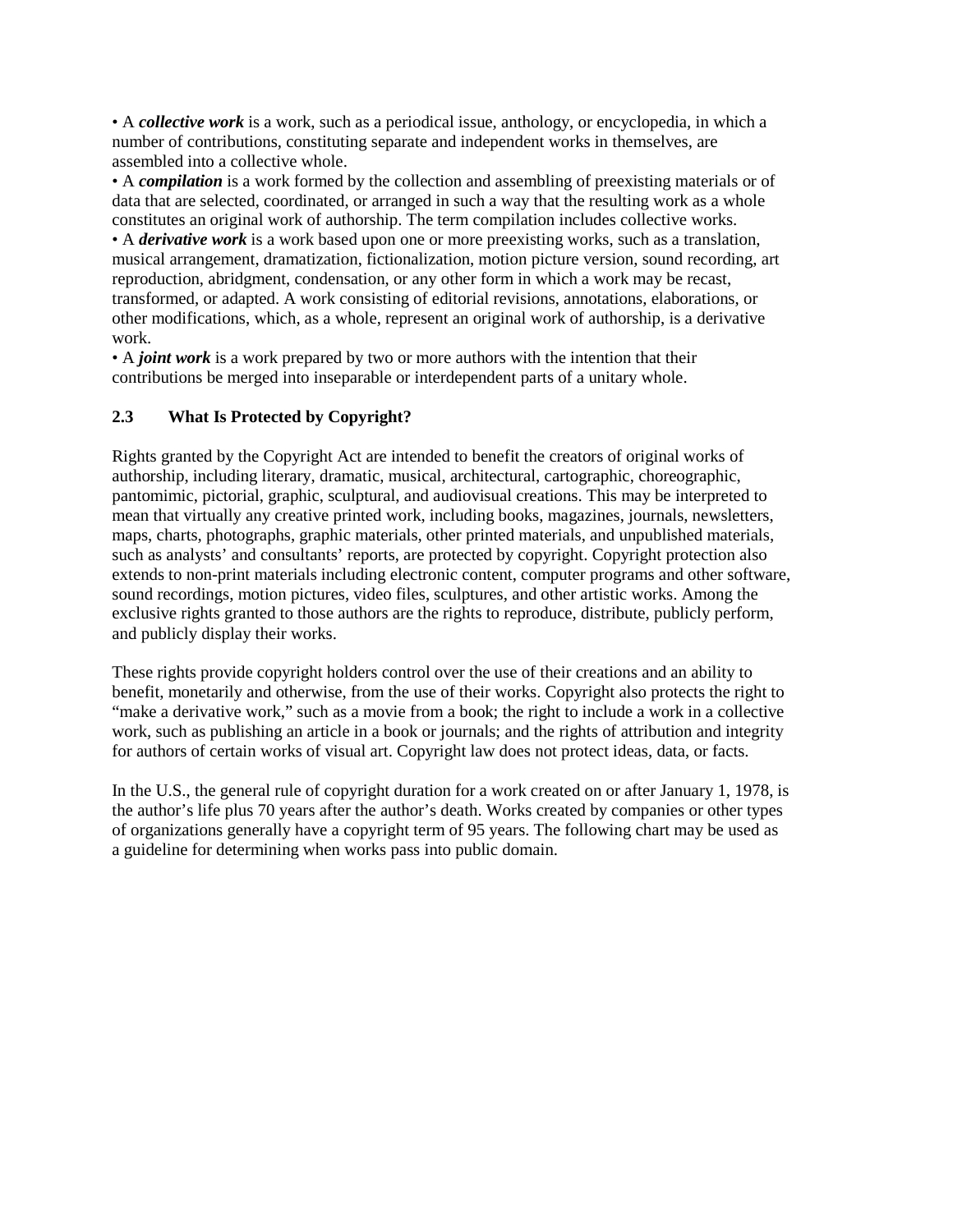• A ***collective work*** is a work, such as a periodical issue, anthology, or encyclopedia, in which a number of contributions, constituting separate and independent works in themselves, are assembled into a collective whole.
• A ***compilation*** is a work formed by the collection and assembling of preexisting materials or of data that are selected, coordinated, or arranged in such a way that the resulting work as a whole constitutes an original work of authorship. The term compilation includes collective works.
• A ***derivative work*** is a work based upon one or more preexisting works, such as a translation, musical arrangement, dramatization, fictionalization, motion picture version, sound recording, art reproduction, abridgment, condensation, or any other form in which a work may be recast, transformed, or adapted. A work consisting of editorial revisions, annotations, elaborations, or other modifications, which, as a whole, represent an original work of authorship, is a derivative work.
• A ***joint work*** is a work prepared by two or more authors with the intention that their contributions be merged into inseparable or interdependent parts of a unitary whole.

### 2.3 What Is Protected by Copyright?

Rights granted by the Copyright Act are intended to benefit the creators of original works of authorship, including literary, dramatic, musical, architectural, cartographic, choreographic, pantomimic, pictorial, graphic, sculptural, and audiovisual creations. This may be interpreted to mean that virtually any creative printed work, including books, magazines, journals, newsletters, maps, charts, photographs, graphic materials, other printed materials, and unpublished materials, such as analysts' and consultants' reports, are protected by copyright. Copyright protection also extends to non-print materials including electronic content, computer programs and other software, sound recordings, motion pictures, video files, sculptures, and other artistic works. Among the exclusive rights granted to those authors are the rights to reproduce, distribute, publicly perform, and publicly display their works.

These rights provide copyright holders control over the use of their creations and an ability to benefit, monetarily and otherwise, from the use of their works. Copyright also protects the right to "make a derivative work," such as a movie from a book; the right to include a work in a collective work, such as publishing an article in a book or journals; and the rights of attribution and integrity for authors of certain works of visual art. Copyright law does not protect ideas, data, or facts.

In the U.S., the general rule of copyright duration for a work created on or after January 1, 1978, is the author's life plus 70 years after the author's death. Works created by companies or other types of organizations generally have a copyright term of 95 years. The following chart may be used as a guideline for determining when works pass into public domain.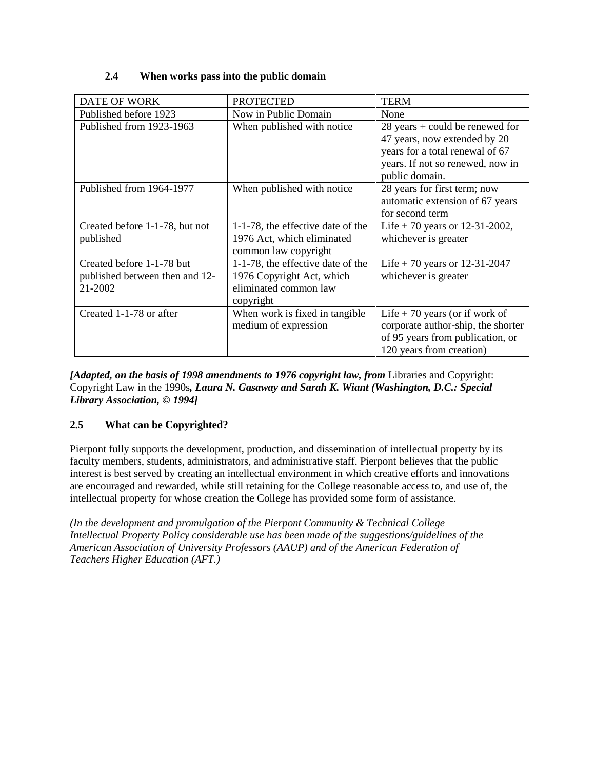### 2.4 When works pass into the public domain

| DATE OF WORK | PROTECTED | TERM |
|---|---|---|
| Published before 1923 | Now in Public Domain | None |
| Published from 1923-1963 | When published with notice | 28 years + could be renewed for 47 years, now extended by 20 years for a total renewal of 67 years. If not so renewed, now in public domain. |
| Published from 1964-1977 | When published with notice | 28 years for first term; now automatic extension of 67 years for second term |
| Created before 1-1-78, but not published | 1-1-78, the effective date of the 1976 Act, which eliminated common law copyright | Life + 70 years or 12-31-2002, whichever is greater |
| Created before 1-1-78 but published between then and 12-21-2002 | 1-1-78, the effective date of the 1976 Copyright Act, which eliminated common law copyright | Life + 70 years or 12-31-2047 whichever is greater |
| Created 1-1-78 or after | When work is fixed in tangible medium of expression | Life + 70 years (or if work of corporate author-ship, the shorter of 95 years from publication, or 120 years from creation) |

***[Adapted, on the basis of 1998 amendments to 1976 copyright law, from*** Libraries and Copyright: Copyright Law in the 1990s***, Laura N. Gasaway and Sarah K. Wiant (Washington, D.C.: Special Library Association, © 1994]***

### 2.5 What can be Copyrighted?

Pierpont fully supports the development, production, and dissemination of intellectual property by its faculty members, students, administrators, and administrative staff. Pierpont believes that the public interest is best served by creating an intellectual environment in which creative efforts and innovations are encouraged and rewarded, while still retaining for the College reasonable access to, and use of, the intellectual property for whose creation the College has provided some form of assistance.

*(In the development and promulgation of the Pierpont Community & Technical College Intellectual Property Policy considerable use has been made of the suggestions/guidelines of the American Association of University Professors (AAUP) and of the American Federation of Teachers Higher Education (AFT.)*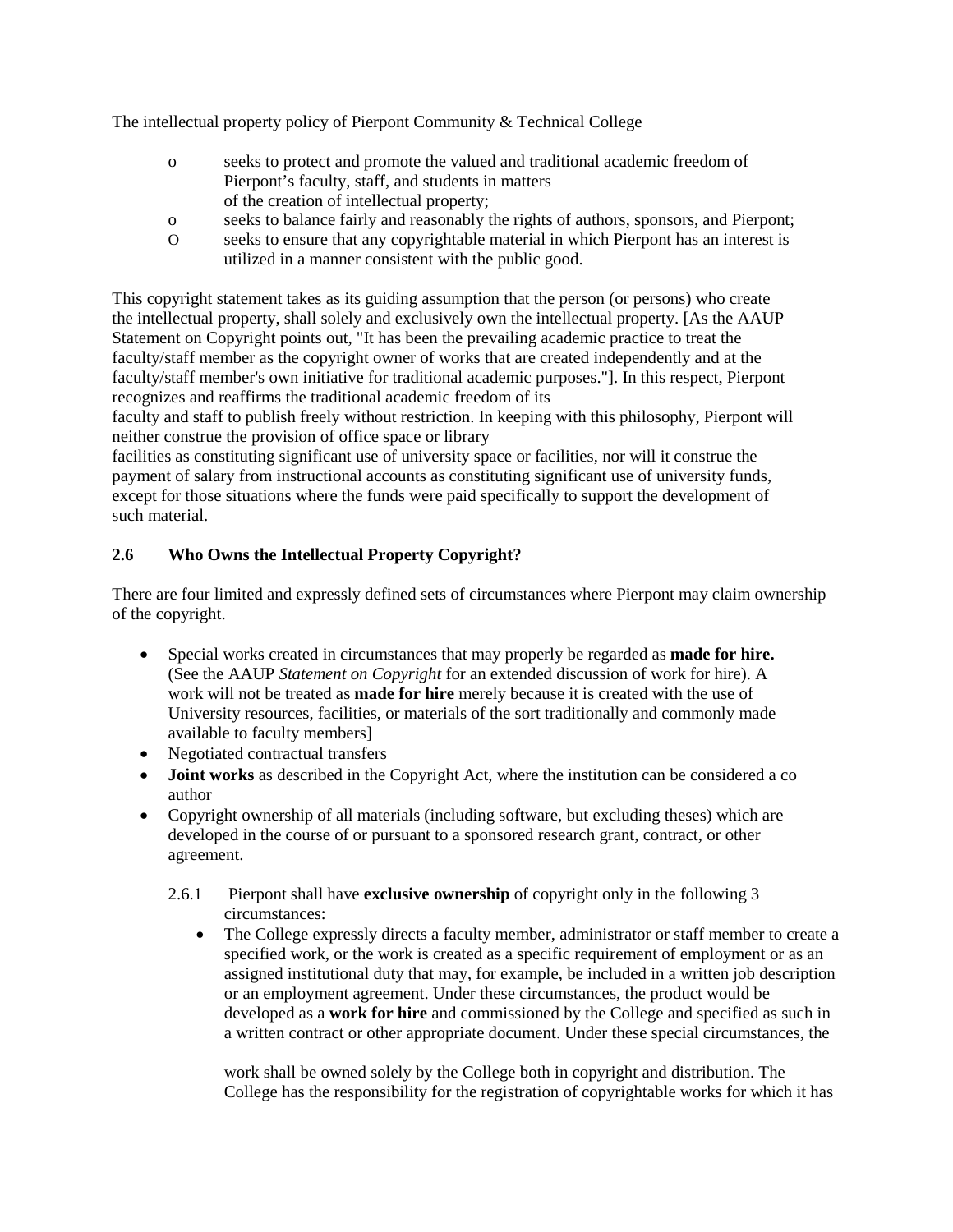The intellectual property policy of Pierpont Community & Technical College

- seeks to protect and promote the valued and traditional academic freedom of Pierpont's faculty, staff, and students in matters of the creation of intellectual property;
- seeks to balance fairly and reasonably the rights of authors, sponsors, and Pierpont;
- seeks to ensure that any copyrightable material in which Pierpont has an interest is utilized in a manner consistent with the public good.

This copyright statement takes as its guiding assumption that the person (or persons) who create the intellectual property, shall solely and exclusively own the intellectual property. [As the AAUP Statement on Copyright points out, "It has been the prevailing academic practice to treat the faculty/staff member as the copyright owner of works that are created independently and at the faculty/staff member's own initiative for traditional academic purposes."]. In this respect, Pierpont recognizes and reaffirms the traditional academic freedom of its faculty and staff to publish freely without restriction. In keeping with this philosophy, Pierpont will neither construe the provision of office space or library facilities as constituting significant use of university space or facilities, nor will it construe the payment of salary from instructional accounts as constituting significant use of university funds, except for those situations where the funds were paid specifically to support the development of such material.

### 2.6 Who Owns the Intellectual Property Copyright?

There are four limited and expressly defined sets of circumstances where Pierpont may claim ownership of the copyright.

- Special works created in circumstances that may properly be regarded as **made for hire.** (See the AAUP *Statement on Copyright* for an extended discussion of work for hire). A work will not be treated as **made for hire** merely because it is created with the use of University resources, facilities, or materials of the sort traditionally and commonly made available to faculty members]
- Negotiated contractual transfers
- **Joint works** as described in the Copyright Act, where the institution can be considered a co author
- Copyright ownership of all materials (including software, but excluding theses) which are developed in the course of or pursuant to a sponsored research grant, contract, or other agreement.

  2.6.1 Pierpont shall have **exclusive ownership** of copyright only in the following 3 circumstances:

  - The College expressly directs a faculty member, administrator or staff member to create a specified work, or the work is created as a specific requirement of employment or as an assigned institutional duty that may, for example, be included in a written job description or an employment agreement. Under these circumstances, the product would be developed as a **work for hire** and commissioned by the College and specified as such in a written contract or other appropriate document. Under these special circumstances, the

    work shall be owned solely by the College both in copyright and distribution. The College has the responsibility for the registration of copyrightable works for which it has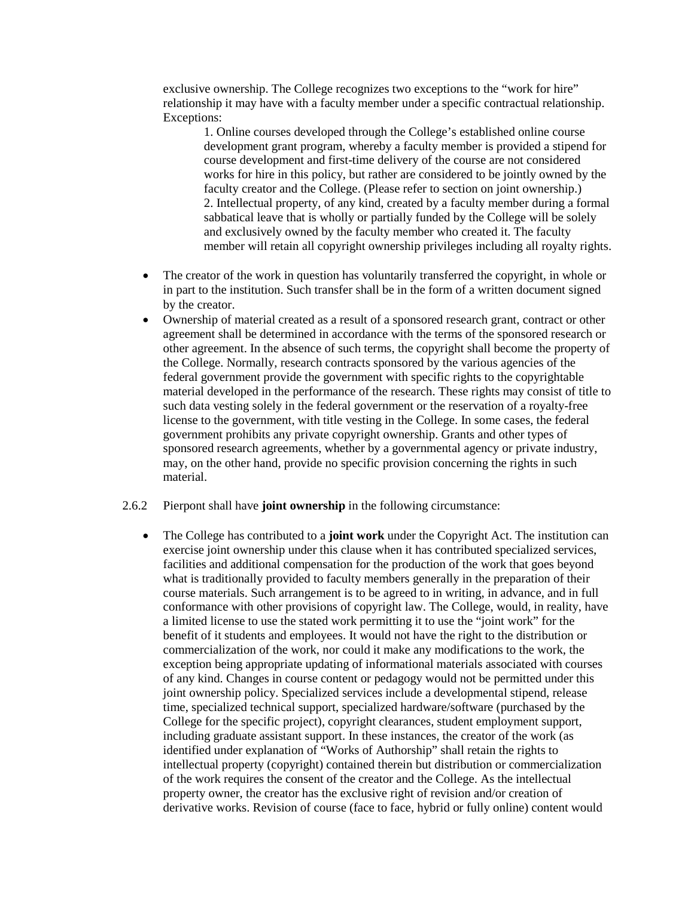exclusive ownership. The College recognizes two exceptions to the "work for hire" relationship it may have with a faculty member under a specific contractual relationship. Exceptions:

1. Online courses developed through the College's established online course development grant program, whereby a faculty member is provided a stipend for course development and first-time delivery of the course are not considered works for hire in this policy, but rather are considered to be jointly owned by the faculty creator and the College. (Please refer to section on joint ownership.)
2. Intellectual property, of any kind, created by a faculty member during a formal sabbatical leave that is wholly or partially funded by the College will be solely and exclusively owned by the faculty member who created it. The faculty member will retain all copyright ownership privileges including all royalty rights.

- The creator of the work in question has voluntarily transferred the copyright, in whole or in part to the institution. Such transfer shall be in the form of a written document signed by the creator.
- Ownership of material created as a result of a sponsored research grant, contract or other agreement shall be determined in accordance with the terms of the sponsored research or other agreement. In the absence of such terms, the copyright shall become the property of the College. Normally, research contracts sponsored by the various agencies of the federal government provide the government with specific rights to the copyrightable material developed in the performance of the research. These rights may consist of title to such data vesting solely in the federal government or the reservation of a royalty-free license to the government, with title vesting in the College. In some cases, the federal government prohibits any private copyright ownership. Grants and other types of sponsored research agreements, whether by a governmental agency or private industry, may, on the other hand, provide no specific provision concerning the rights in such material.

2.6.2 Pierpont shall have **joint ownership** in the following circumstance:

- The College has contributed to a **joint work** under the Copyright Act. The institution can exercise joint ownership under this clause when it has contributed specialized services, facilities and additional compensation for the production of the work that goes beyond what is traditionally provided to faculty members generally in the preparation of their course materials. Such arrangement is to be agreed to in writing, in advance, and in full conformance with other provisions of copyright law. The College, would, in reality, have a limited license to use the stated work permitting it to use the "joint work" for the benefit of it students and employees. It would not have the right to the distribution or commercialization of the work, nor could it make any modifications to the work, the exception being appropriate updating of informational materials associated with courses of any kind. Changes in course content or pedagogy would not be permitted under this joint ownership policy. Specialized services include a developmental stipend, release time, specialized technical support, specialized hardware/software (purchased by the College for the specific project), copyright clearances, student employment support, including graduate assistant support. In these instances, the creator of the work (as identified under explanation of "Works of Authorship" shall retain the rights to intellectual property (copyright) contained therein but distribution or commercialization of the work requires the consent of the creator and the College. As the intellectual property owner, the creator has the exclusive right of revision and/or creation of derivative works. Revision of course (face to face, hybrid or fully online) content would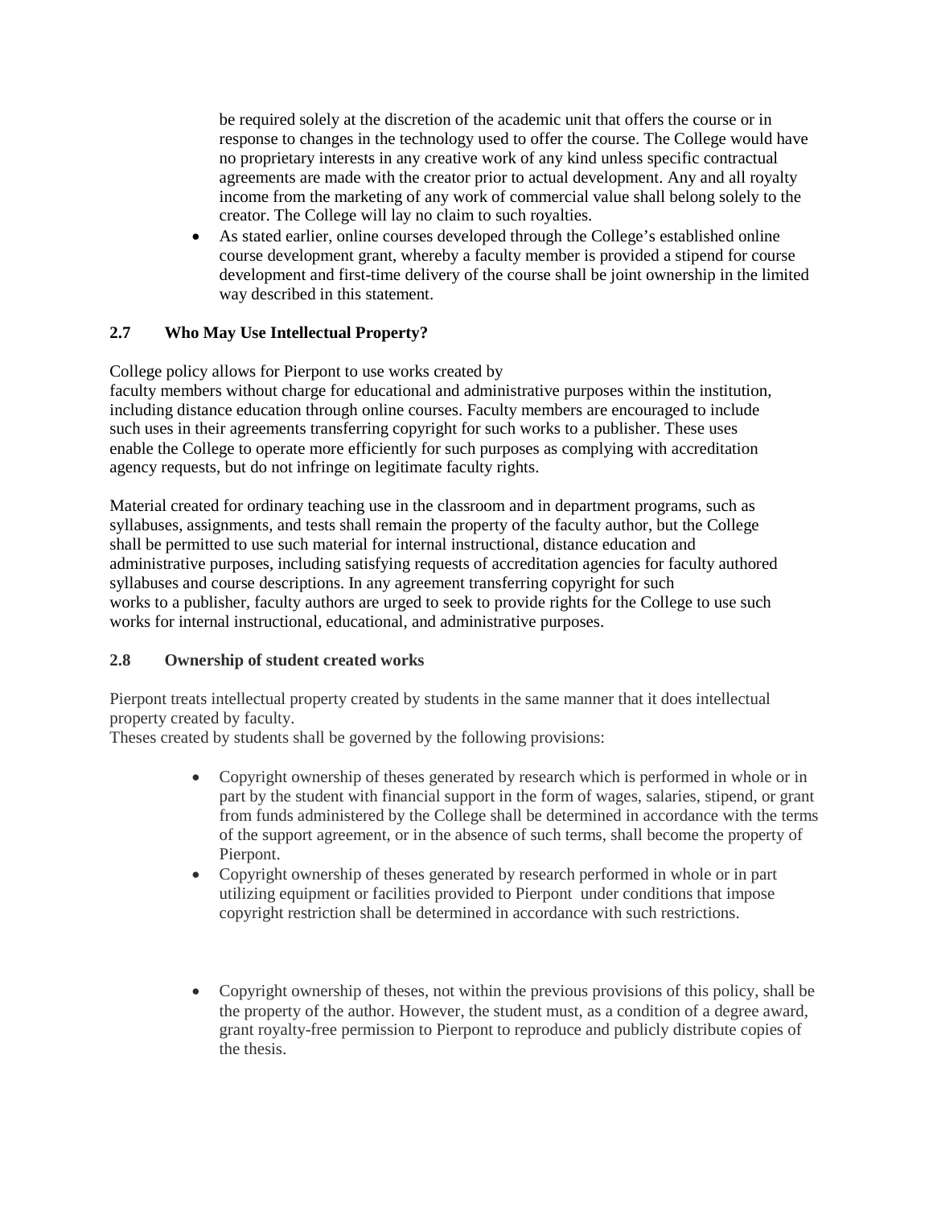be required solely at the discretion of the academic unit that offers the course or in response to changes in the technology used to offer the course. The College would have no proprietary interests in any creative work of any kind unless specific contractual agreements are made with the creator prior to actual development. Any and all royalty income from the marketing of any work of commercial value shall belong solely to the creator. The College will lay no claim to such royalties.

- As stated earlier, online courses developed through the College's established online course development grant, whereby a faculty member is provided a stipend for course development and first-time delivery of the course shall be joint ownership in the limited way described in this statement.

### 2.7 Who May Use Intellectual Property?

College policy allows for Pierpont to use works created by faculty members without charge for educational and administrative purposes within the institution, including distance education through online courses. Faculty members are encouraged to include such uses in their agreements transferring copyright for such works to a publisher. These uses enable the College to operate more efficiently for such purposes as complying with accreditation agency requests, but do not infringe on legitimate faculty rights.

Material created for ordinary teaching use in the classroom and in department programs, such as syllabuses, assignments, and tests shall remain the property of the faculty author, but the College shall be permitted to use such material for internal instructional, distance education and administrative purposes, including satisfying requests of accreditation agencies for faculty authored syllabuses and course descriptions. In any agreement transferring copyright for such works to a publisher, faculty authors are urged to seek to provide rights for the College to use such works for internal instructional, educational, and administrative purposes.

### 2.8 Ownership of student created works

Pierpont treats intellectual property created by students in the same manner that it does intellectual property created by faculty.

Theses created by students shall be governed by the following provisions:

- Copyright ownership of theses generated by research which is performed in whole or in part by the student with financial support in the form of wages, salaries, stipend, or grant from funds administered by the College shall be determined in accordance with the terms of the support agreement, or in the absence of such terms, shall become the property of Pierpont.
- Copyright ownership of theses generated by research performed in whole or in part utilizing equipment or facilities provided to Pierpont under conditions that impose copyright restriction shall be determined in accordance with such restrictions.
- Copyright ownership of theses, not within the previous provisions of this policy, shall be the property of the author. However, the student must, as a condition of a degree award, grant royalty-free permission to Pierpont to reproduce and publicly distribute copies of the thesis.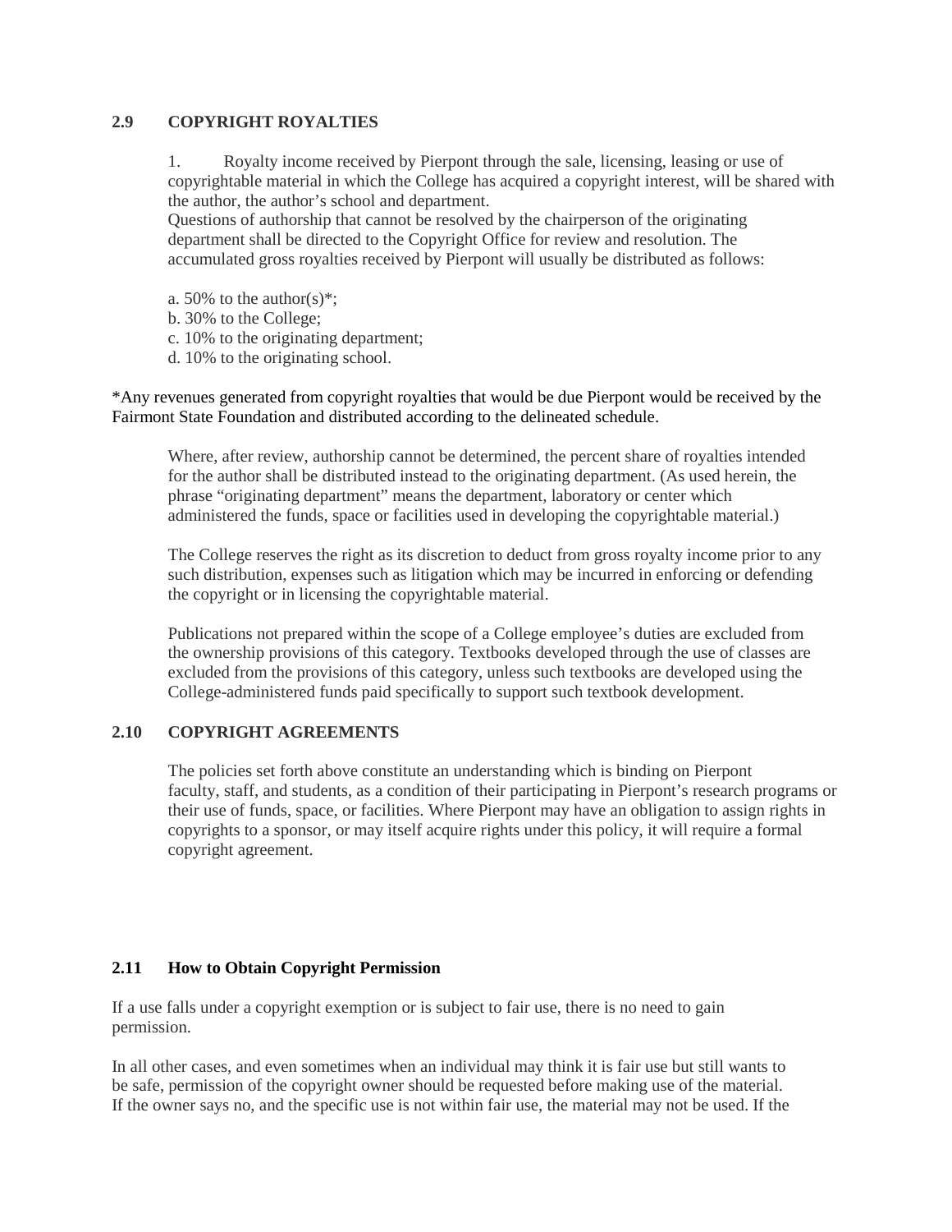### 2.9 COPYRIGHT ROYALTIES

1. Royalty income received by Pierpont through the sale, licensing, leasing or use of copyrightable material in which the College has acquired a copyright interest, will be shared with the author, the author's school and department.

Questions of authorship that cannot be resolved by the chairperson of the originating department shall be directed to the Copyright Office for review and resolution. The accumulated gross royalties received by Pierpont will usually be distributed as follows:

a. 50% to the author(s)*;
b. 30% to the College;
c. 10% to the originating department;
d. 10% to the originating school.

*Any revenues generated from copyright royalties that would be due Pierpont would be received by the Fairmont State Foundation and distributed according to the delineated schedule.

Where, after review, authorship cannot be determined, the percent share of royalties intended for the author shall be distributed instead to the originating department. (As used herein, the phrase "originating department" means the department, laboratory or center which administered the funds, space or facilities used in developing the copyrightable material.)

The College reserves the right as its discretion to deduct from gross royalty income prior to any such distribution, expenses such as litigation which may be incurred in enforcing or defending the copyright or in licensing the copyrightable material.

Publications not prepared within the scope of a College employee's duties are excluded from the ownership provisions of this category. Textbooks developed through the use of classes are excluded from the provisions of this category, unless such textbooks are developed using the College-administered funds paid specifically to support such textbook development.

### 2.10 COPYRIGHT AGREEMENTS

The policies set forth above constitute an understanding which is binding on Pierpont faculty, staff, and students, as a condition of their participating in Pierpont's research programs or their use of funds, space, or facilities. Where Pierpont may have an obligation to assign rights in copyrights to a sponsor, or may itself acquire rights under this policy, it will require a formal copyright agreement.

### 2.11 How to Obtain Copyright Permission

If a use falls under a copyright exemption or is subject to fair use, there is no need to gain permission.

In all other cases, and even sometimes when an individual may think it is fair use but still wants to be safe, permission of the copyright owner should be requested before making use of the material. If the owner says no, and the specific use is not within fair use, the material may not be used. If the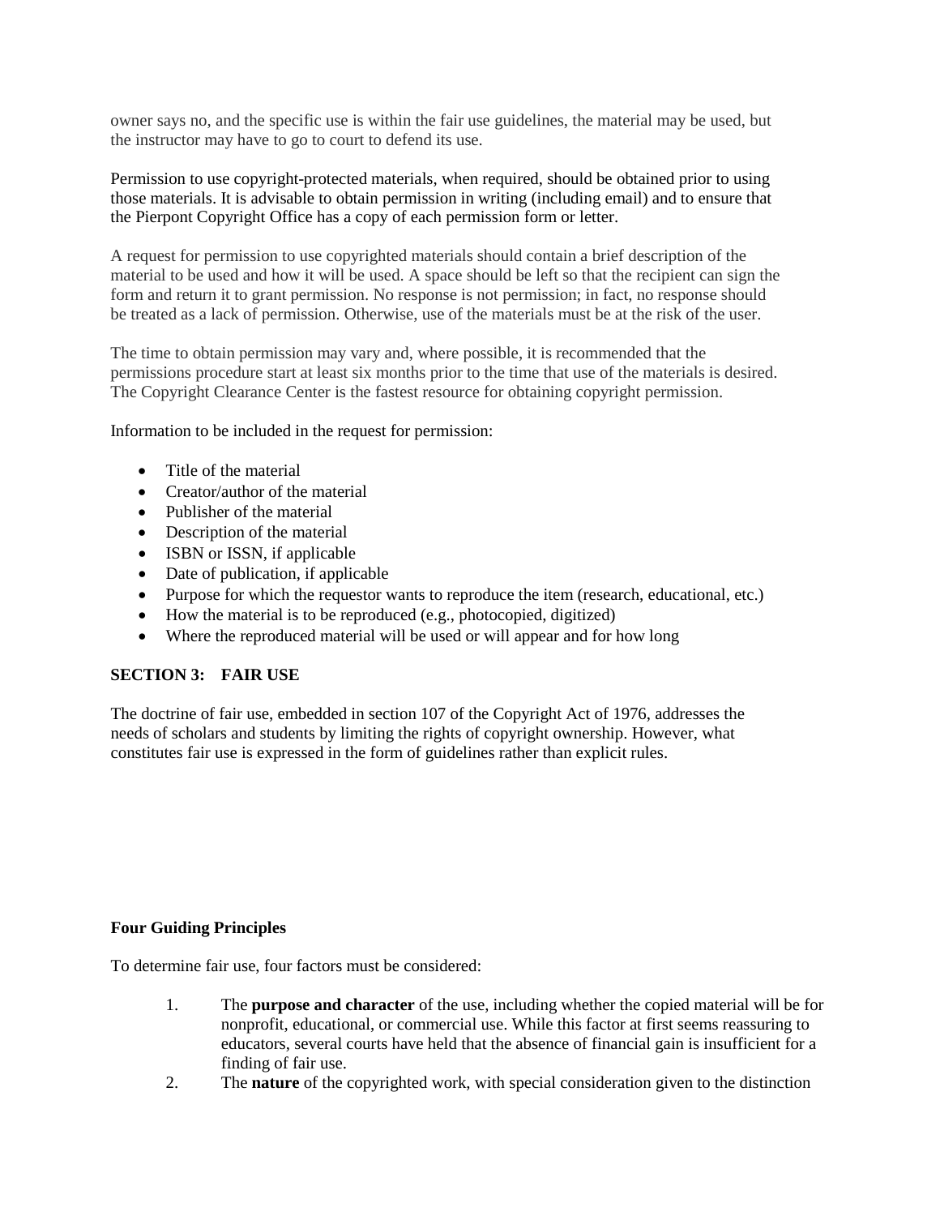owner says no, and the specific use is within the fair use guidelines, the material may be used, but the instructor may have to go to court to defend its use.

Permission to use copyright-protected materials, when required, should be obtained prior to using those materials. It is advisable to obtain permission in writing (including email) and to ensure that the Pierpont Copyright Office has a copy of each permission form or letter.

A request for permission to use copyrighted materials should contain a brief description of the material to be used and how it will be used. A space should be left so that the recipient can sign the form and return it to grant permission. No response is not permission; in fact, no response should be treated as a lack of permission. Otherwise, use of the materials must be at the risk of the user.

The time to obtain permission may vary and, where possible, it is recommended that the permissions procedure start at least six months prior to the time that use of the materials is desired. The Copyright Clearance Center is the fastest resource for obtaining copyright permission.

Information to be included in the request for permission:

- Title of the material
- Creator/author of the material
- Publisher of the material
- Description of the material
- ISBN or ISSN, if applicable
- Date of publication, if applicable
- Purpose for which the requestor wants to reproduce the item (research, educational, etc.)
- How the material is to be reproduced (e.g., photocopied, digitized)
- Where the reproduced material will be used or will appear and for how long

## SECTION 3: FAIR USE

The doctrine of fair use, embedded in section 107 of the Copyright Act of 1976, addresses the needs of scholars and students by limiting the rights of copyright ownership. However, what constitutes fair use is expressed in the form of guidelines rather than explicit rules.

### Four Guiding Principles

To determine fair use, four factors must be considered:

1. The **purpose and character** of the use, including whether the copied material will be for nonprofit, educational, or commercial use. While this factor at first seems reassuring to educators, several courts have held that the absence of financial gain is insufficient for a finding of fair use.
2. The **nature** of the copyrighted work, with special consideration given to the distinction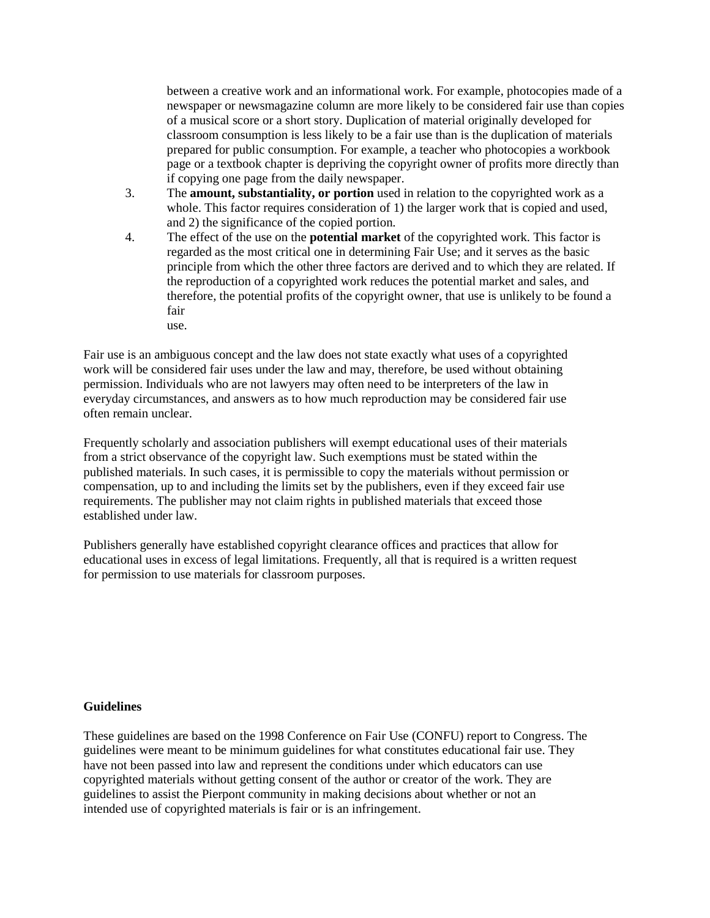between a creative work and an informational work. For example, photocopies made of a newspaper or newsmagazine column are more likely to be considered fair use than copies of a musical score or a short story. Duplication of material originally developed for classroom consumption is less likely to be a fair use than is the duplication of materials prepared for public consumption. For example, a teacher who photocopies a workbook page or a textbook chapter is depriving the copyright owner of profits more directly than if copying one page from the daily newspaper.

3. The **amount, substantiality, or portion** used in relation to the copyrighted work as a whole. This factor requires consideration of 1) the larger work that is copied and used, and 2) the significance of the copied portion.
4. The effect of the use on the **potential market** of the copyrighted work. This factor is regarded as the most critical one in determining Fair Use; and it serves as the basic principle from which the other three factors are derived and to which they are related. If the reproduction of a copyrighted work reduces the potential market and sales, and therefore, the potential profits of the copyright owner, that use is unlikely to be found a fair use.

Fair use is an ambiguous concept and the law does not state exactly what uses of a copyrighted work will be considered fair uses under the law and may, therefore, be used without obtaining permission. Individuals who are not lawyers may often need to be interpreters of the law in everyday circumstances, and answers as to how much reproduction may be considered fair use often remain unclear.

Frequently scholarly and association publishers will exempt educational uses of their materials from a strict observance of the copyright law. Such exemptions must be stated within the published materials. In such cases, it is permissible to copy the materials without permission or compensation, up to and including the limits set by the publishers, even if they exceed fair use requirements. The publisher may not claim rights in published materials that exceed those established under law.

Publishers generally have established copyright clearance offices and practices that allow for educational uses in excess of legal limitations. Frequently, all that is required is a written request for permission to use materials for classroom purposes.

**Guidelines**

These guidelines are based on the 1998 Conference on Fair Use (CONFU) report to Congress. The guidelines were meant to be minimum guidelines for what constitutes educational fair use. They have not been passed into law and represent the conditions under which educators can use copyrighted materials without getting consent of the author or creator of the work. They are guidelines to assist the Pierpont community in making decisions about whether or not an intended use of copyrighted materials is fair or is an infringement.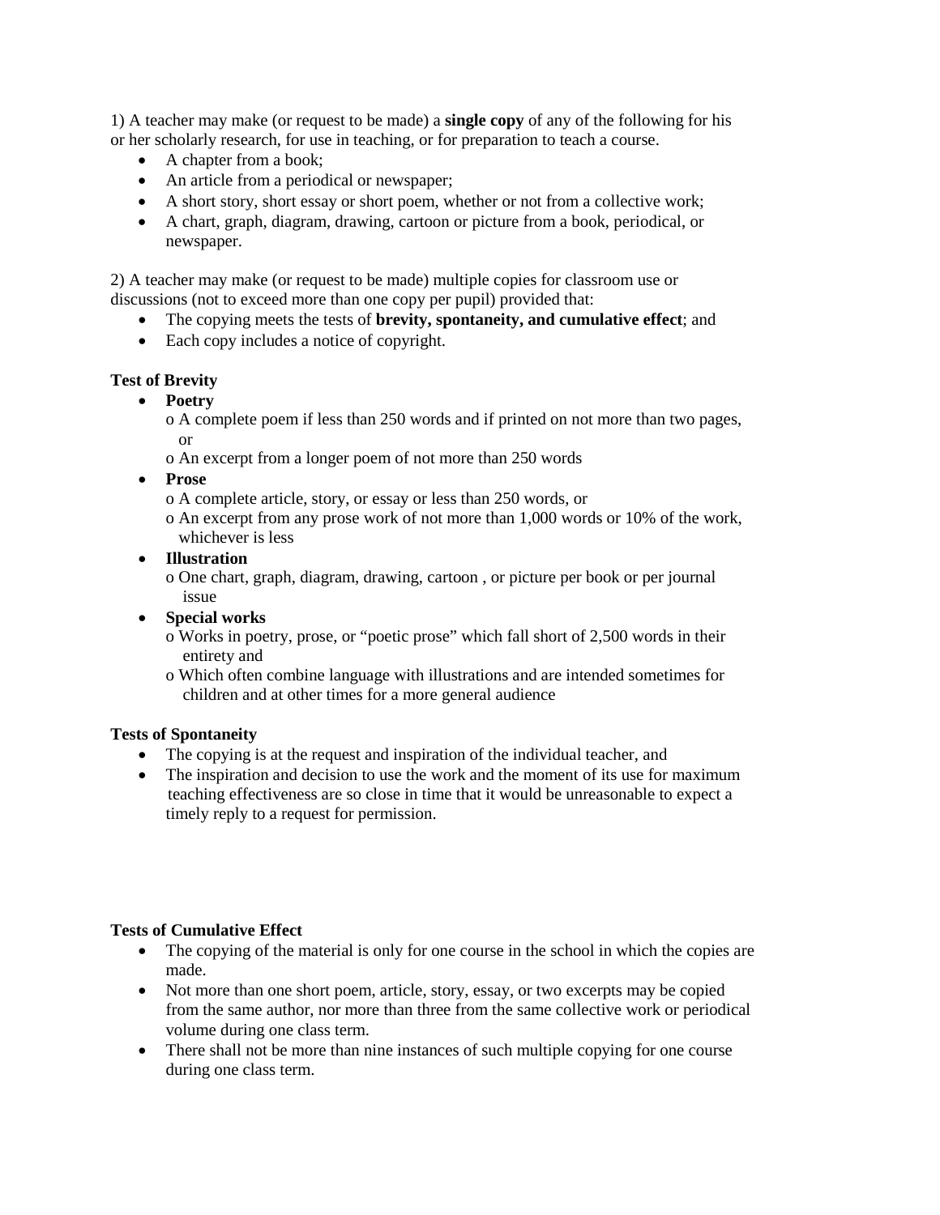1) A teacher may make (or request to be made) a **single copy** of any of the following for his or her scholarly research, for use in teaching, or for preparation to teach a course.

- A chapter from a book;
- An article from a periodical or newspaper;
- A short story, short essay or short poem, whether or not from a collective work;
- A chart, graph, diagram, drawing, cartoon or picture from a book, periodical, or newspaper.

2) A teacher may make (or request to be made) multiple copies for classroom use or discussions (not to exceed more than one copy per pupil) provided that:

- The copying meets the tests of **brevity, spontaneity, and cumulative effect**; and
- Each copy includes a notice of copyright.

**Test of Brevity**

- **Poetry**
  - A complete poem if less than 250 words and if printed on not more than two pages, or
  - An excerpt from a longer poem of not more than 250 words
- **Prose**
  - A complete article, story, or essay or less than 250 words, or
  - An excerpt from any prose work of not more than 1,000 words or 10% of the work, whichever is less
- **Illustration**
  - One chart, graph, diagram, drawing, cartoon , or picture per book or per journal issue
- **Special works**
  - Works in poetry, prose, or "poetic prose" which fall short of 2,500 words in their entirety and
  - Which often combine language with illustrations and are intended sometimes for children and at other times for a more general audience

**Tests of Spontaneity**

- The copying is at the request and inspiration of the individual teacher, and
- The inspiration and decision to use the work and the moment of its use for maximum teaching effectiveness are so close in time that it would be unreasonable to expect a timely reply to a request for permission.

**Tests of Cumulative Effect**

- The copying of the material is only for one course in the school in which the copies are made.
- Not more than one short poem, article, story, essay, or two excerpts may be copied from the same author, nor more than three from the same collective work or periodical volume during one class term.
- There shall not be more than nine instances of such multiple copying for one course during one class term.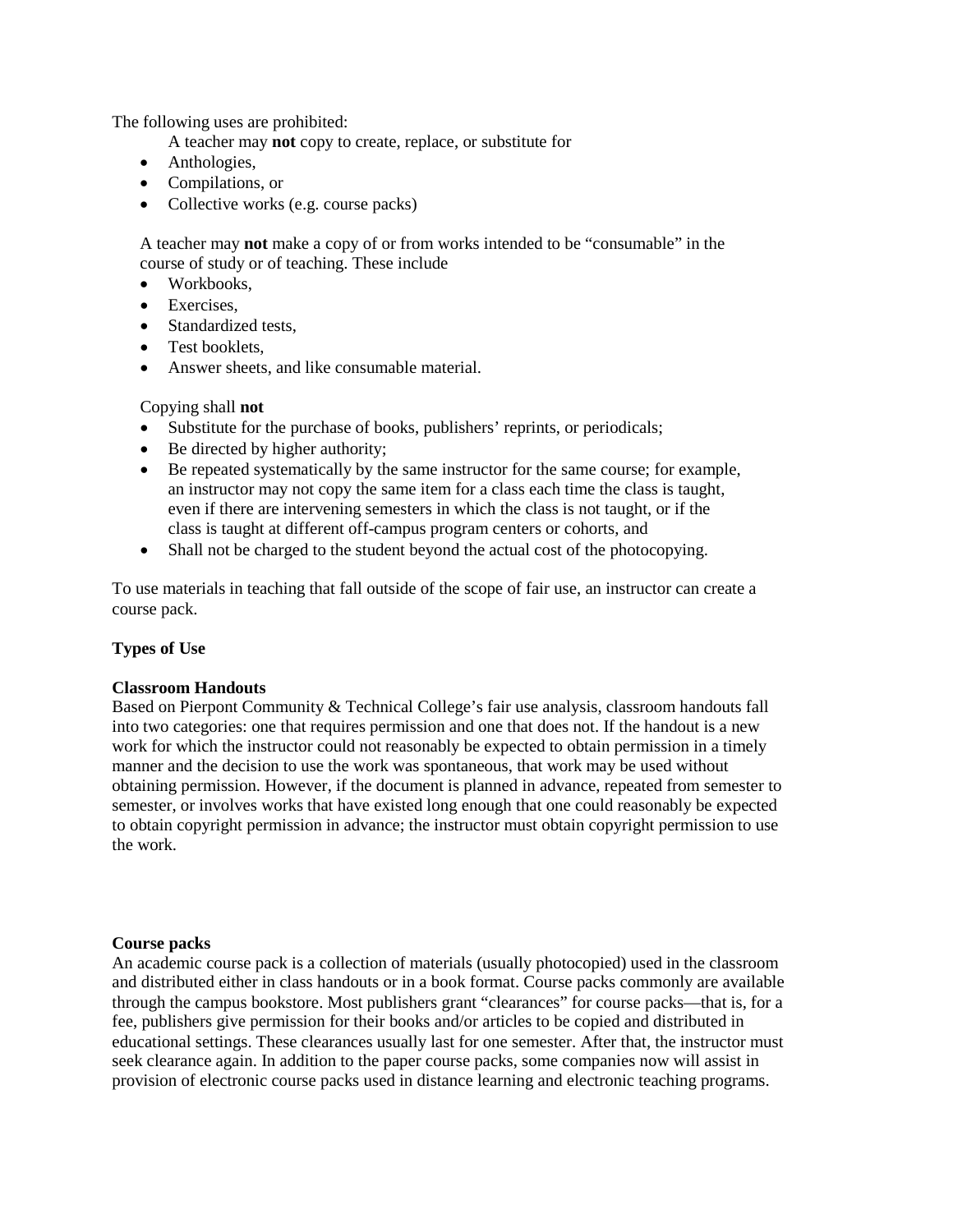The following uses are prohibited:

A teacher may **not** copy to create, replace, or substitute for

- Anthologies,
- Compilations, or
- Collective works (e.g. course packs)

A teacher may **not** make a copy of or from works intended to be "consumable" in the course of study or of teaching. These include

- Workbooks,
- Exercises,
- Standardized tests,
- Test booklets,
- Answer sheets, and like consumable material.

Copying shall **not**

- Substitute for the purchase of books, publishers' reprints, or periodicals;
- Be directed by higher authority;
- Be repeated systematically by the same instructor for the same course; for example, an instructor may not copy the same item for a class each time the class is taught, even if there are intervening semesters in which the class is not taught, or if the class is taught at different off-campus program centers or cohorts, and
- Shall not be charged to the student beyond the actual cost of the photocopying.

To use materials in teaching that fall outside of the scope of fair use, an instructor can create a course pack.

**Types of Use**

**Classroom Handouts**

Based on Pierpont Community & Technical College's fair use analysis, classroom handouts fall into two categories: one that requires permission and one that does not. If the handout is a new work for which the instructor could not reasonably be expected to obtain permission in a timely manner and the decision to use the work was spontaneous, that work may be used without obtaining permission. However, if the document is planned in advance, repeated from semester to semester, or involves works that have existed long enough that one could reasonably be expected to obtain copyright permission in advance; the instructor must obtain copyright permission to use the work.

**Course packs**

An academic course pack is a collection of materials (usually photocopied) used in the classroom and distributed either in class handouts or in a book format. Course packs commonly are available through the campus bookstore. Most publishers grant "clearances" for course packs—that is, for a fee, publishers give permission for their books and/or articles to be copied and distributed in educational settings. These clearances usually last for one semester. After that, the instructor must seek clearance again. In addition to the paper course packs, some companies now will assist in provision of electronic course packs used in distance learning and electronic teaching programs.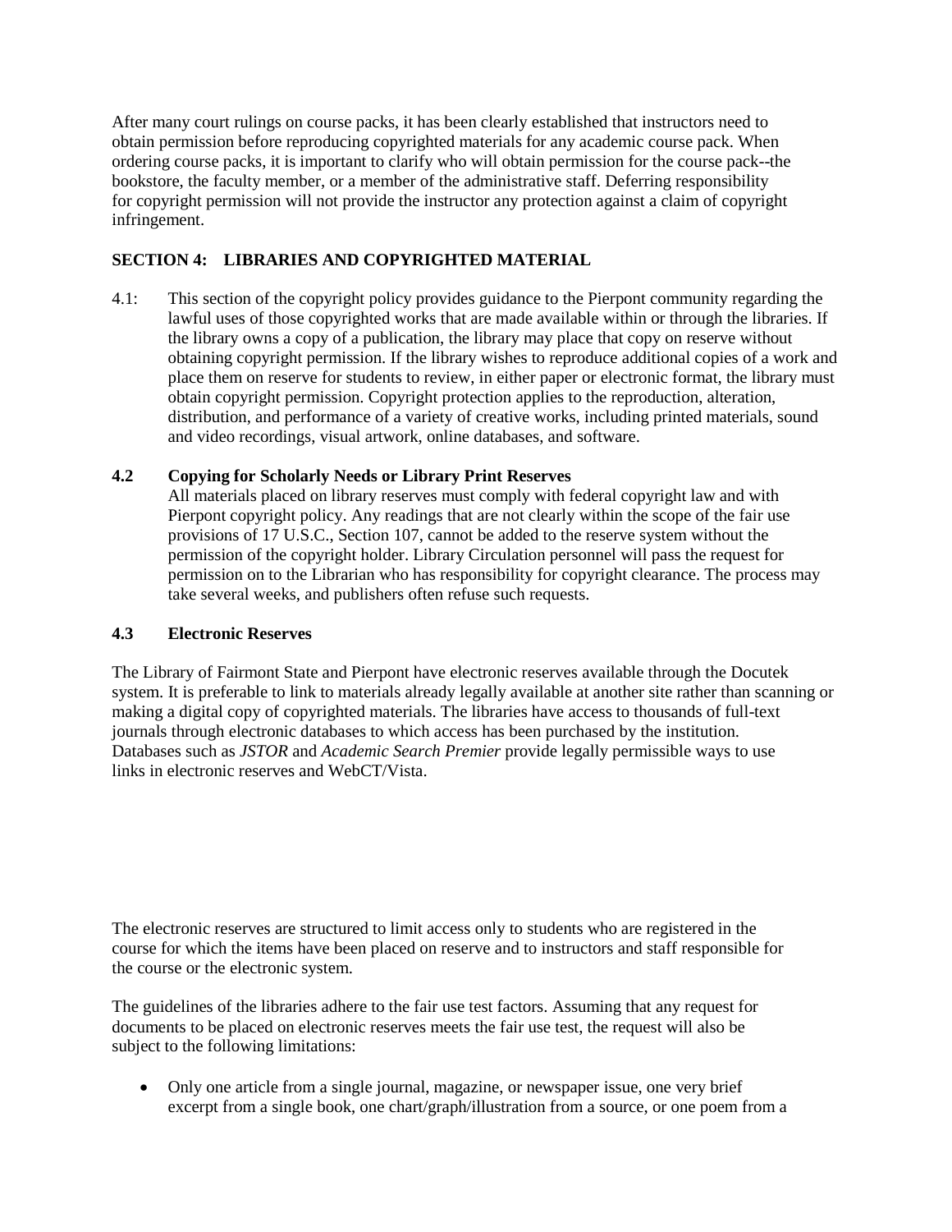After many court rulings on course packs, it has been clearly established that instructors need to obtain permission before reproducing copyrighted materials for any academic course pack. When ordering course packs, it is important to clarify who will obtain permission for the course pack--the bookstore, the faculty member, or a member of the administrative staff. Deferring responsibility for copyright permission will not provide the instructor any protection against a claim of copyright infringement.

## SECTION 4: LIBRARIES AND COPYRIGHTED MATERIAL

4.1: This section of the copyright policy provides guidance to the Pierpont community regarding the lawful uses of those copyrighted works that are made available within or through the libraries. If the library owns a copy of a publication, the library may place that copy on reserve without obtaining copyright permission. If the library wishes to reproduce additional copies of a work and place them on reserve for students to review, in either paper or electronic format, the library must obtain copyright permission. Copyright protection applies to the reproduction, alteration, distribution, and performance of a variety of creative works, including printed materials, sound and video recordings, visual artwork, online databases, and software.

### 4.2 Copying for Scholarly Needs or Library Print Reserves

All materials placed on library reserves must comply with federal copyright law and with Pierpont copyright policy. Any readings that are not clearly within the scope of the fair use provisions of 17 U.S.C., Section 107, cannot be added to the reserve system without the permission of the copyright holder. Library Circulation personnel will pass the request for permission on to the Librarian who has responsibility for copyright clearance. The process may take several weeks, and publishers often refuse such requests.

### 4.3 Electronic Reserves

The Library of Fairmont State and Pierpont have electronic reserves available through the Docutek system. It is preferable to link to materials already legally available at another site rather than scanning or making a digital copy of copyrighted materials. The libraries have access to thousands of full-text journals through electronic databases to which access has been purchased by the institution. Databases such as *JSTOR* and *Academic Search Premier* provide legally permissible ways to use links in electronic reserves and WebCT/Vista.

The electronic reserves are structured to limit access only to students who are registered in the course for which the items have been placed on reserve and to instructors and staff responsible for the course or the electronic system.

The guidelines of the libraries adhere to the fair use test factors. Assuming that any request for documents to be placed on electronic reserves meets the fair use test, the request will also be subject to the following limitations:

- Only one article from a single journal, magazine, or newspaper issue, one very brief excerpt from a single book, one chart/graph/illustration from a source, or one poem from a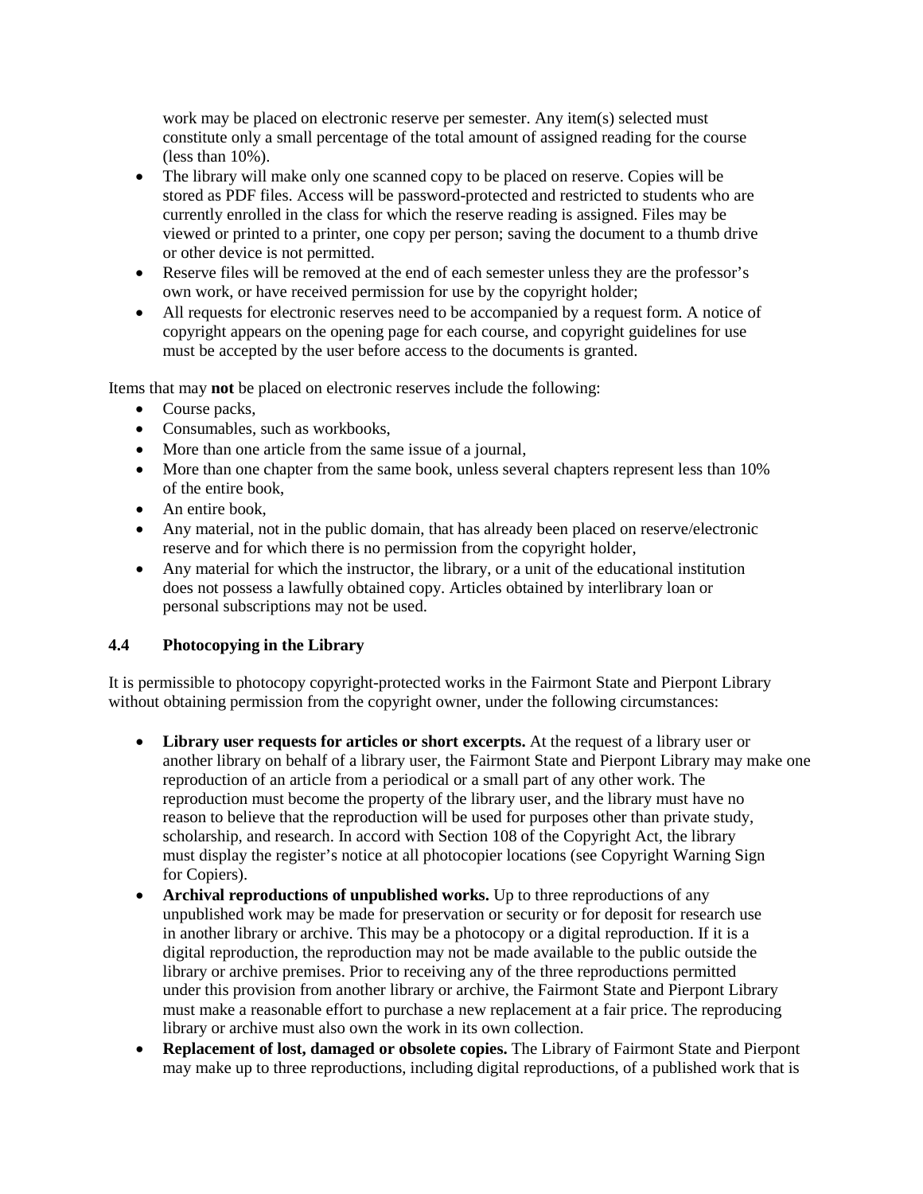work may be placed on electronic reserve per semester. Any item(s) selected must constitute only a small percentage of the total amount of assigned reading for the course (less than 10%).

- The library will make only one scanned copy to be placed on reserve. Copies will be stored as PDF files. Access will be password-protected and restricted to students who are currently enrolled in the class for which the reserve reading is assigned. Files may be viewed or printed to a printer, one copy per person; saving the document to a thumb drive or other device is not permitted.
- Reserve files will be removed at the end of each semester unless they are the professor's own work, or have received permission for use by the copyright holder;
- All requests for electronic reserves need to be accompanied by a request form. A notice of copyright appears on the opening page for each course, and copyright guidelines for use must be accepted by the user before access to the documents is granted.

Items that may **not** be placed on electronic reserves include the following:

- Course packs,
- Consumables, such as workbooks,
- More than one article from the same issue of a journal,
- More than one chapter from the same book, unless several chapters represent less than 10% of the entire book,
- An entire book,
- Any material, not in the public domain, that has already been placed on reserve/electronic reserve and for which there is no permission from the copyright holder,
- Any material for which the instructor, the library, or a unit of the educational institution does not possess a lawfully obtained copy. Articles obtained by interlibrary loan or personal subscriptions may not be used.

### 4.4 Photocopying in the Library

It is permissible to photocopy copyright-protected works in the Fairmont State and Pierpont Library without obtaining permission from the copyright owner, under the following circumstances:

- **Library user requests for articles or short excerpts.** At the request of a library user or another library on behalf of a library user, the Fairmont State and Pierpont Library may make one reproduction of an article from a periodical or a small part of any other work. The reproduction must become the property of the library user, and the library must have no reason to believe that the reproduction will be used for purposes other than private study, scholarship, and research. In accord with Section 108 of the Copyright Act, the library must display the register's notice at all photocopier locations (see Copyright Warning Sign for Copiers).
- **Archival reproductions of unpublished works.** Up to three reproductions of any unpublished work may be made for preservation or security or for deposit for research use in another library or archive. This may be a photocopy or a digital reproduction. If it is a digital reproduction, the reproduction may not be made available to the public outside the library or archive premises. Prior to receiving any of the three reproductions permitted under this provision from another library or archive, the Fairmont State and Pierpont Library must make a reasonable effort to purchase a new replacement at a fair price. The reproducing library or archive must also own the work in its own collection.
- **Replacement of lost, damaged or obsolete copies.** The Library of Fairmont State and Pierpont may make up to three reproductions, including digital reproductions, of a published work that is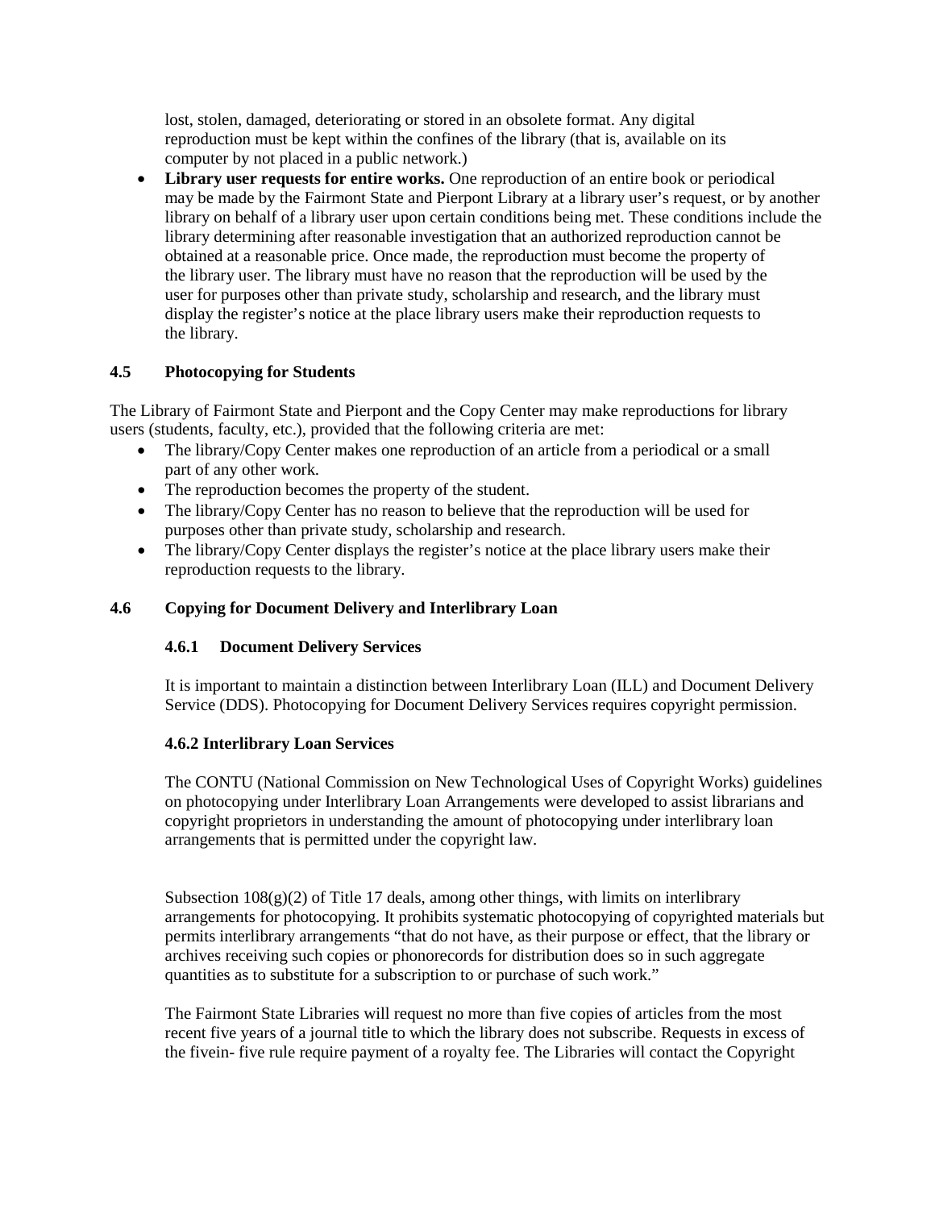lost, stolen, damaged, deteriorating or stored in an obsolete format. Any digital reproduction must be kept within the confines of the library (that is, available on its computer by not placed in a public network.)

- **Library user requests for entire works.** One reproduction of an entire book or periodical may be made by the Fairmont State and Pierpont Library at a library user's request, or by another library on behalf of a library user upon certain conditions being met. These conditions include the library determining after reasonable investigation that an authorized reproduction cannot be obtained at a reasonable price. Once made, the reproduction must become the property of the library user. The library must have no reason that the reproduction will be used by the user for purposes other than private study, scholarship and research, and the library must display the register's notice at the place library users make their reproduction requests to the library.

### 4.5 Photocopying for Students

The Library of Fairmont State and Pierpont and the Copy Center may make reproductions for library users (students, faculty, etc.), provided that the following criteria are met:

- The library/Copy Center makes one reproduction of an article from a periodical or a small part of any other work.
- The reproduction becomes the property of the student.
- The library/Copy Center has no reason to believe that the reproduction will be used for purposes other than private study, scholarship and research.
- The library/Copy Center displays the register's notice at the place library users make their reproduction requests to the library.

### 4.6 Copying for Document Delivery and Interlibrary Loan

#### 4.6.1 Document Delivery Services

It is important to maintain a distinction between Interlibrary Loan (ILL) and Document Delivery Service (DDS). Photocopying for Document Delivery Services requires copyright permission.

#### 4.6.2 Interlibrary Loan Services

The CONTU (National Commission on New Technological Uses of Copyright Works) guidelines on photocopying under Interlibrary Loan Arrangements were developed to assist librarians and copyright proprietors in understanding the amount of photocopying under interlibrary loan arrangements that is permitted under the copyright law.

Subsection 108(g)(2) of Title 17 deals, among other things, with limits on interlibrary arrangements for photocopying. It prohibits systematic photocopying of copyrighted materials but permits interlibrary arrangements "that do not have, as their purpose or effect, that the library or archives receiving such copies or phonorecords for distribution does so in such aggregate quantities as to substitute for a subscription to or purchase of such work."

The Fairmont State Libraries will request no more than five copies of articles from the most recent five years of a journal title to which the library does not subscribe. Requests in excess of the fivein- five rule require payment of a royalty fee. The Libraries will contact the Copyright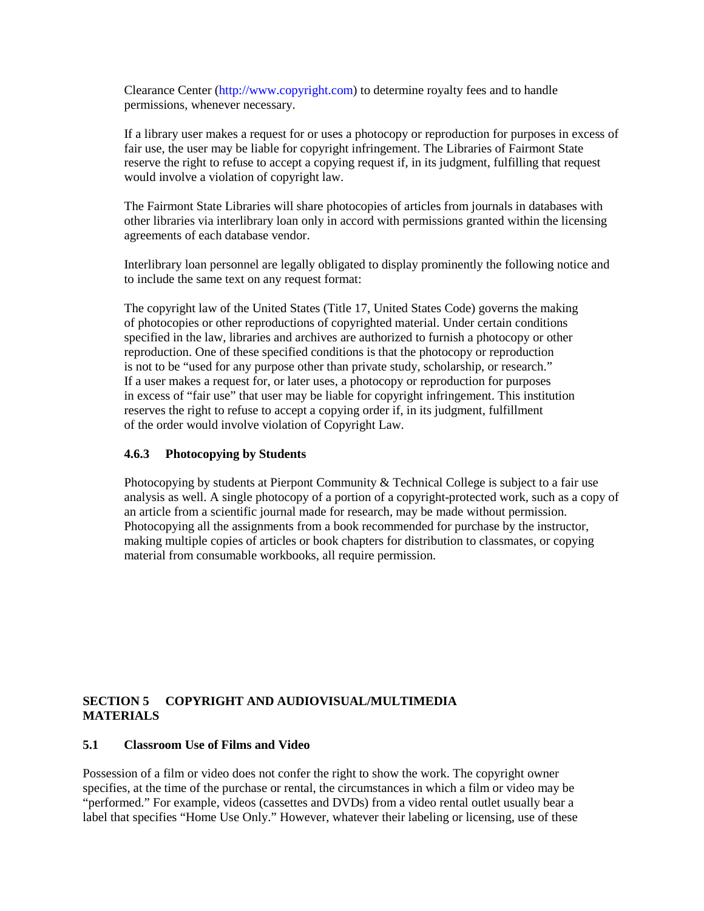Clearance Center (http://www.copyright.com) to determine royalty fees and to handle permissions, whenever necessary.

If a library user makes a request for or uses a photocopy or reproduction for purposes in excess of fair use, the user may be liable for copyright infringement. The Libraries of Fairmont State reserve the right to refuse to accept a copying request if, in its judgment, fulfilling that request would involve a violation of copyright law.

The Fairmont State Libraries will share photocopies of articles from journals in databases with other libraries via interlibrary loan only in accord with permissions granted within the licensing agreements of each database vendor.

Interlibrary loan personnel are legally obligated to display prominently the following notice and to include the same text on any request format:

The copyright law of the United States (Title 17, United States Code) governs the making of photocopies or other reproductions of copyrighted material. Under certain conditions specified in the law, libraries and archives are authorized to furnish a photocopy or other reproduction. One of these specified conditions is that the photocopy or reproduction is not to be "used for any purpose other than private study, scholarship, or research." If a user makes a request for, or later uses, a photocopy or reproduction for purposes in excess of "fair use" that user may be liable for copyright infringement. This institution reserves the right to refuse to accept a copying order if, in its judgment, fulfillment of the order would involve violation of Copyright Law.

### 4.6.3 Photocopying by Students

Photocopying by students at Pierpont Community & Technical College is subject to a fair use analysis as well. A single photocopy of a portion of a copyright-protected work, such as a copy of an article from a scientific journal made for research, may be made without permission. Photocopying all the assignments from a book recommended for purchase by the instructor, making multiple copies of articles or book chapters for distribution to classmates, or copying material from consumable workbooks, all require permission.

## SECTION 5 COPYRIGHT AND AUDIOVISUAL/MULTIMEDIA MATERIALS

### 5.1 Classroom Use of Films and Video

Possession of a film or video does not confer the right to show the work. The copyright owner specifies, at the time of the purchase or rental, the circumstances in which a film or video may be "performed." For example, videos (cassettes and DVDs) from a video rental outlet usually bear a label that specifies "Home Use Only." However, whatever their labeling or licensing, use of these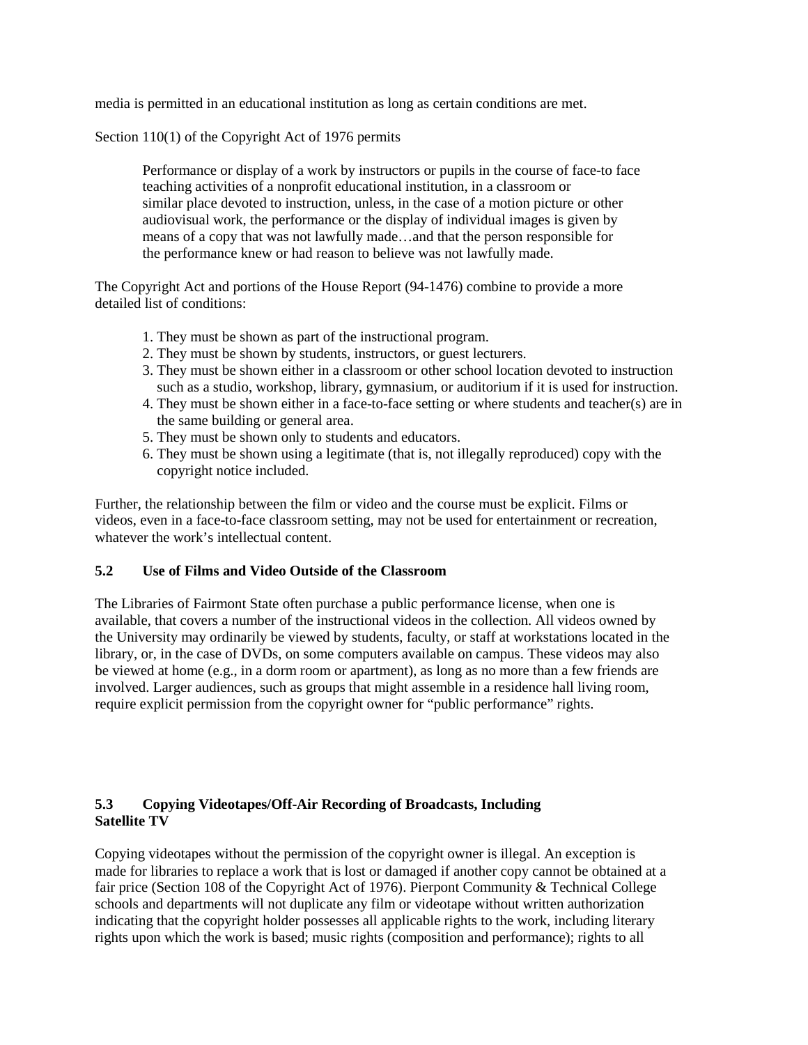media is permitted in an educational institution as long as certain conditions are met.

Section 110(1) of the Copyright Act of 1976 permits

> Performance or display of a work by instructors or pupils in the course of face-to face teaching activities of a nonprofit educational institution, in a classroom or similar place devoted to instruction, unless, in the case of a motion picture or other audiovisual work, the performance or the display of individual images is given by means of a copy that was not lawfully made…and that the person responsible for the performance knew or had reason to believe was not lawfully made.

The Copyright Act and portions of the House Report (94-1476) combine to provide a more detailed list of conditions:

1. They must be shown as part of the instructional program.
2. They must be shown by students, instructors, or guest lecturers.
3. They must be shown either in a classroom or other school location devoted to instruction such as a studio, workshop, library, gymnasium, or auditorium if it is used for instruction.
4. They must be shown either in a face-to-face setting or where students and teacher(s) are in the same building or general area.
5. They must be shown only to students and educators.
6. They must be shown using a legitimate (that is, not illegally reproduced) copy with the copyright notice included.

Further, the relationship between the film or video and the course must be explicit. Films or videos, even in a face-to-face classroom setting, may not be used for entertainment or recreation, whatever the work's intellectual content.

### 5.2 Use of Films and Video Outside of the Classroom

The Libraries of Fairmont State often purchase a public performance license, when one is available, that covers a number of the instructional videos in the collection. All videos owned by the University may ordinarily be viewed by students, faculty, or staff at workstations located in the library, or, in the case of DVDs, on some computers available on campus. These videos may also be viewed at home (e.g., in a dorm room or apartment), as long as no more than a few friends are involved. Larger audiences, such as groups that might assemble in a residence hall living room, require explicit permission from the copyright owner for "public performance" rights.

### 5.3 Copying Videotapes/Off-Air Recording of Broadcasts, Including Satellite TV

Copying videotapes without the permission of the copyright owner is illegal. An exception is made for libraries to replace a work that is lost or damaged if another copy cannot be obtained at a fair price (Section 108 of the Copyright Act of 1976). Pierpont Community & Technical College schools and departments will not duplicate any film or videotape without written authorization indicating that the copyright holder possesses all applicable rights to the work, including literary rights upon which the work is based; music rights (composition and performance); rights to all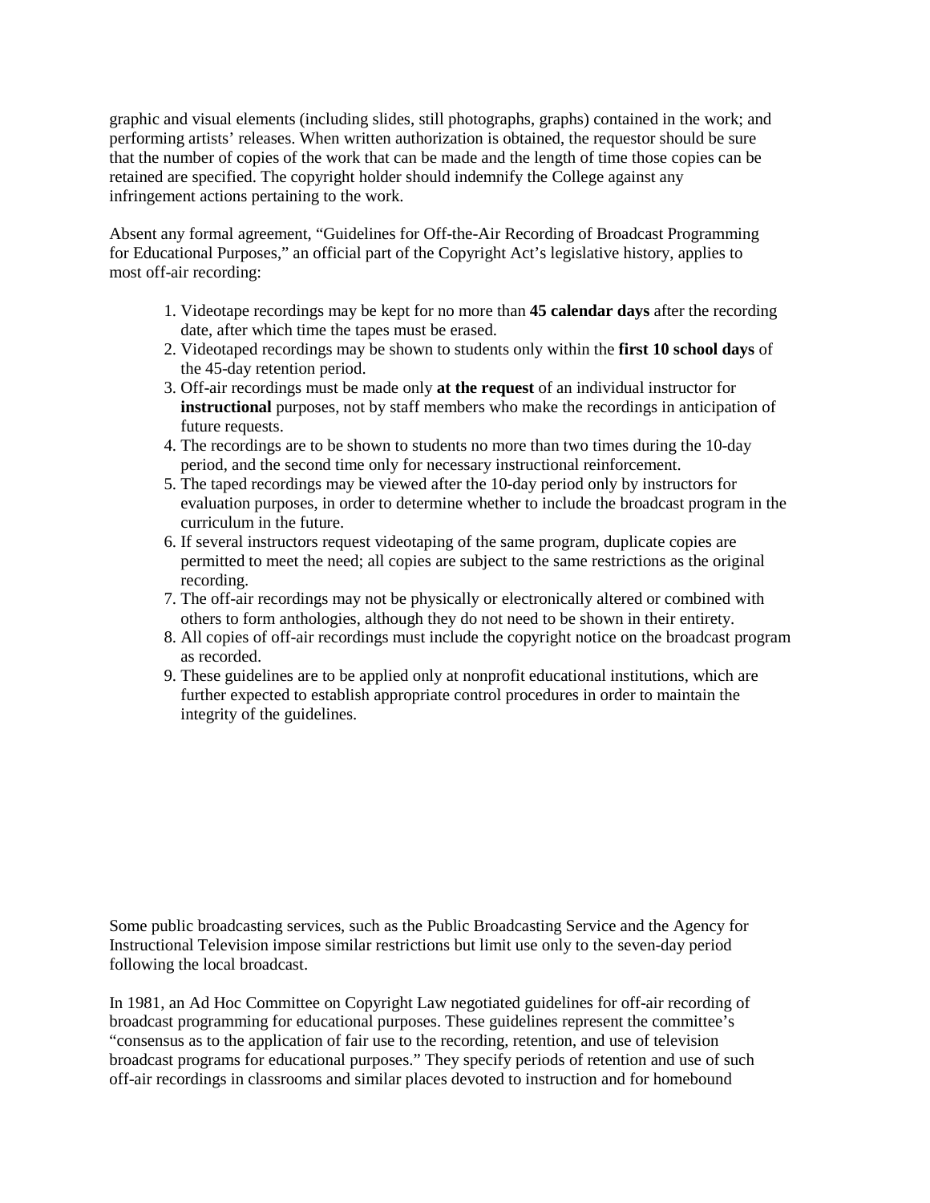graphic and visual elements (including slides, still photographs, graphs) contained in the work; and performing artists' releases. When written authorization is obtained, the requestor should be sure that the number of copies of the work that can be made and the length of time those copies can be retained are specified. The copyright holder should indemnify the College against any infringement actions pertaining to the work.

Absent any formal agreement, "Guidelines for Off-the-Air Recording of Broadcast Programming for Educational Purposes," an official part of the Copyright Act's legislative history, applies to most off-air recording:

1. Videotape recordings may be kept for no more than **45 calendar days** after the recording date, after which time the tapes must be erased.
2. Videotaped recordings may be shown to students only within the **first 10 school days** of the 45-day retention period.
3. Off-air recordings must be made only **at the request** of an individual instructor for **instructional** purposes, not by staff members who make the recordings in anticipation of future requests.
4. The recordings are to be shown to students no more than two times during the 10-day period, and the second time only for necessary instructional reinforcement.
5. The taped recordings may be viewed after the 10-day period only by instructors for evaluation purposes, in order to determine whether to include the broadcast program in the curriculum in the future.
6. If several instructors request videotaping of the same program, duplicate copies are permitted to meet the need; all copies are subject to the same restrictions as the original recording.
7. The off-air recordings may not be physically or electronically altered or combined with others to form anthologies, although they do not need to be shown in their entirety.
8. All copies of off-air recordings must include the copyright notice on the broadcast program as recorded.
9. These guidelines are to be applied only at nonprofit educational institutions, which are further expected to establish appropriate control procedures in order to maintain the integrity of the guidelines.

Some public broadcasting services, such as the Public Broadcasting Service and the Agency for Instructional Television impose similar restrictions but limit use only to the seven-day period following the local broadcast.

In 1981, an Ad Hoc Committee on Copyright Law negotiated guidelines for off-air recording of broadcast programming for educational purposes. These guidelines represent the committee's "consensus as to the application of fair use to the recording, retention, and use of television broadcast programs for educational purposes." They specify periods of retention and use of such off-air recordings in classrooms and similar places devoted to instruction and for homebound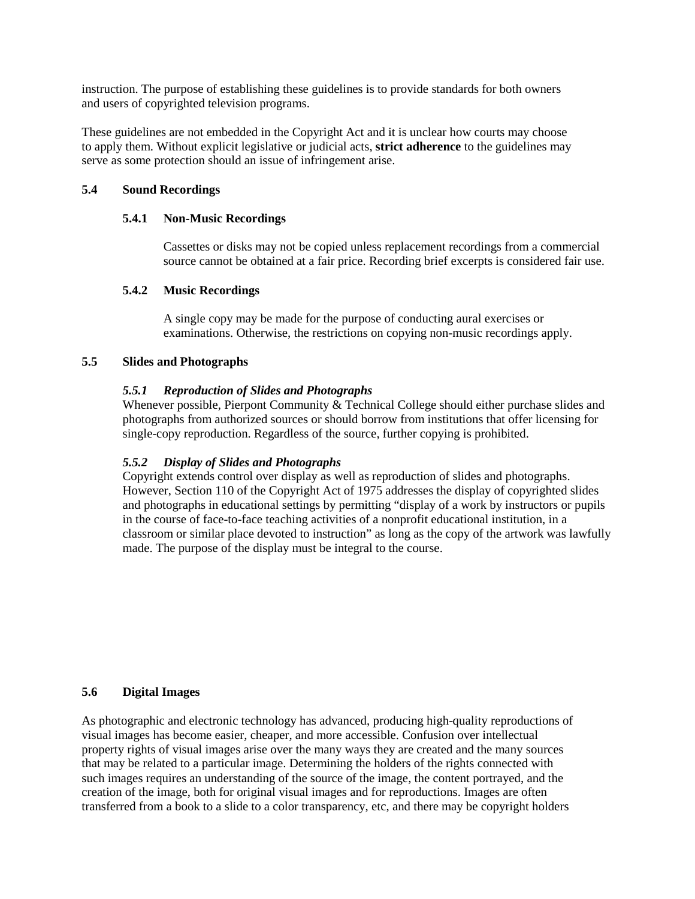instruction. The purpose of establishing these guidelines is to provide standards for both owners and users of copyrighted television programs.

These guidelines are not embedded in the Copyright Act and it is unclear how courts may choose to apply them. Without explicit legislative or judicial acts, **strict adherence** to the guidelines may serve as some protection should an issue of infringement arise.

### 5.4 Sound Recordings

#### 5.4.1 Non-Music Recordings

Cassettes or disks may not be copied unless replacement recordings from a commercial source cannot be obtained at a fair price. Recording brief excerpts is considered fair use.

#### 5.4.2 Music Recordings

A single copy may be made for the purpose of conducting aural exercises or examinations. Otherwise, the restrictions on copying non-music recordings apply.

### 5.5 Slides and Photographs

#### *5.5.1 Reproduction of Slides and Photographs*

Whenever possible, Pierpont Community & Technical College should either purchase slides and photographs from authorized sources or should borrow from institutions that offer licensing for single-copy reproduction. Regardless of the source, further copying is prohibited.

#### *5.5.2 Display of Slides and Photographs*

Copyright extends control over display as well as reproduction of slides and photographs. However, Section 110 of the Copyright Act of 1975 addresses the display of copyrighted slides and photographs in educational settings by permitting "display of a work by instructors or pupils in the course of face-to-face teaching activities of a nonprofit educational institution, in a classroom or similar place devoted to instruction" as long as the copy of the artwork was lawfully made. The purpose of the display must be integral to the course.

### 5.6 Digital Images

As photographic and electronic technology has advanced, producing high-quality reproductions of visual images has become easier, cheaper, and more accessible. Confusion over intellectual property rights of visual images arise over the many ways they are created and the many sources that may be related to a particular image. Determining the holders of the rights connected with such images requires an understanding of the source of the image, the content portrayed, and the creation of the image, both for original visual images and for reproductions. Images are often transferred from a book to a slide to a color transparency, etc, and there may be copyright holders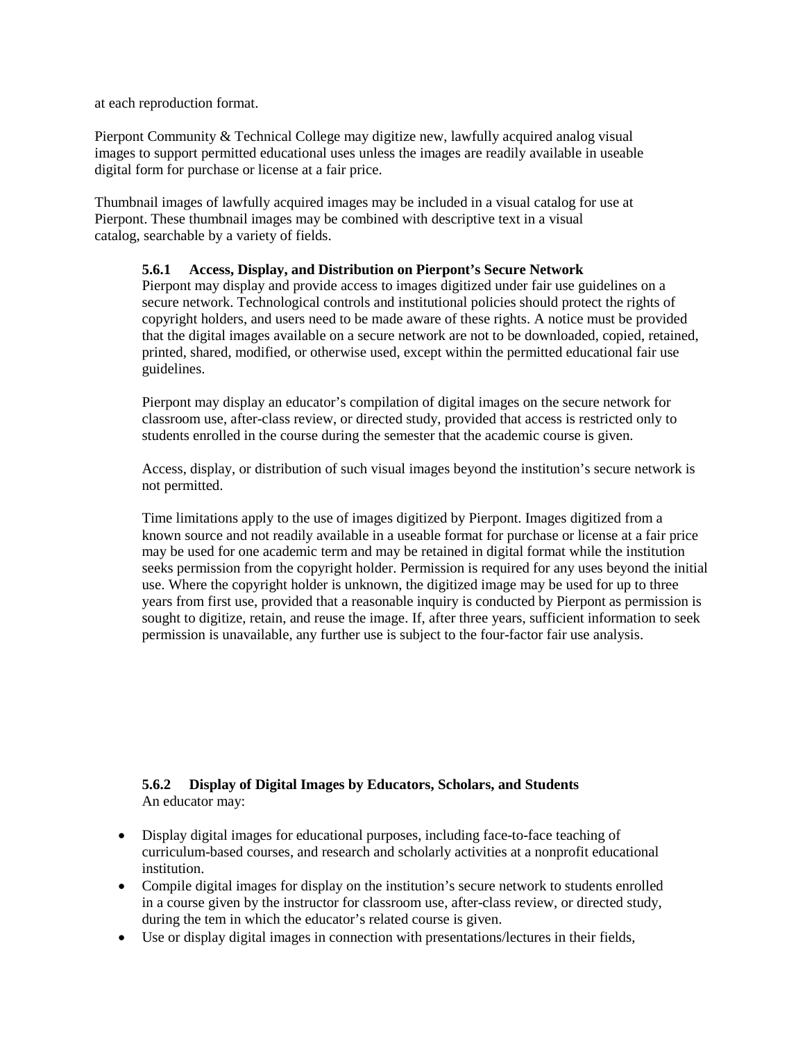at each reproduction format.

Pierpont Community & Technical College may digitize new, lawfully acquired analog visual images to support permitted educational uses unless the images are readily available in useable digital form for purchase or license at a fair price.

Thumbnail images of lawfully acquired images may be included in a visual catalog for use at Pierpont. These thumbnail images may be combined with descriptive text in a visual catalog, searchable by a variety of fields.

#### 5.6.1 Access, Display, and Distribution on Pierpont's Secure Network

Pierpont may display and provide access to images digitized under fair use guidelines on a secure network. Technological controls and institutional policies should protect the rights of copyright holders, and users need to be made aware of these rights. A notice must be provided that the digital images available on a secure network are not to be downloaded, copied, retained, printed, shared, modified, or otherwise used, except within the permitted educational fair use guidelines.

Pierpont may display an educator's compilation of digital images on the secure network for classroom use, after-class review, or directed study, provided that access is restricted only to students enrolled in the course during the semester that the academic course is given.

Access, display, or distribution of such visual images beyond the institution's secure network is not permitted.

Time limitations apply to the use of images digitized by Pierpont. Images digitized from a known source and not readily available in a useable format for purchase or license at a fair price may be used for one academic term and may be retained in digital format while the institution seeks permission from the copyright holder. Permission is required for any uses beyond the initial use. Where the copyright holder is unknown, the digitized image may be used for up to three years from first use, provided that a reasonable inquiry is conducted by Pierpont as permission is sought to digitize, retain, and reuse the image. If, after three years, sufficient information to seek permission is unavailable, any further use is subject to the four-factor fair use analysis.

#### 5.6.2 Display of Digital Images by Educators, Scholars, and Students

An educator may:

- Display digital images for educational purposes, including face-to-face teaching of curriculum-based courses, and research and scholarly activities at a nonprofit educational institution.
- Compile digital images for display on the institution's secure network to students enrolled in a course given by the instructor for classroom use, after-class review, or directed study, during the tem in which the educator's related course is given.
- Use or display digital images in connection with presentations/lectures in their fields,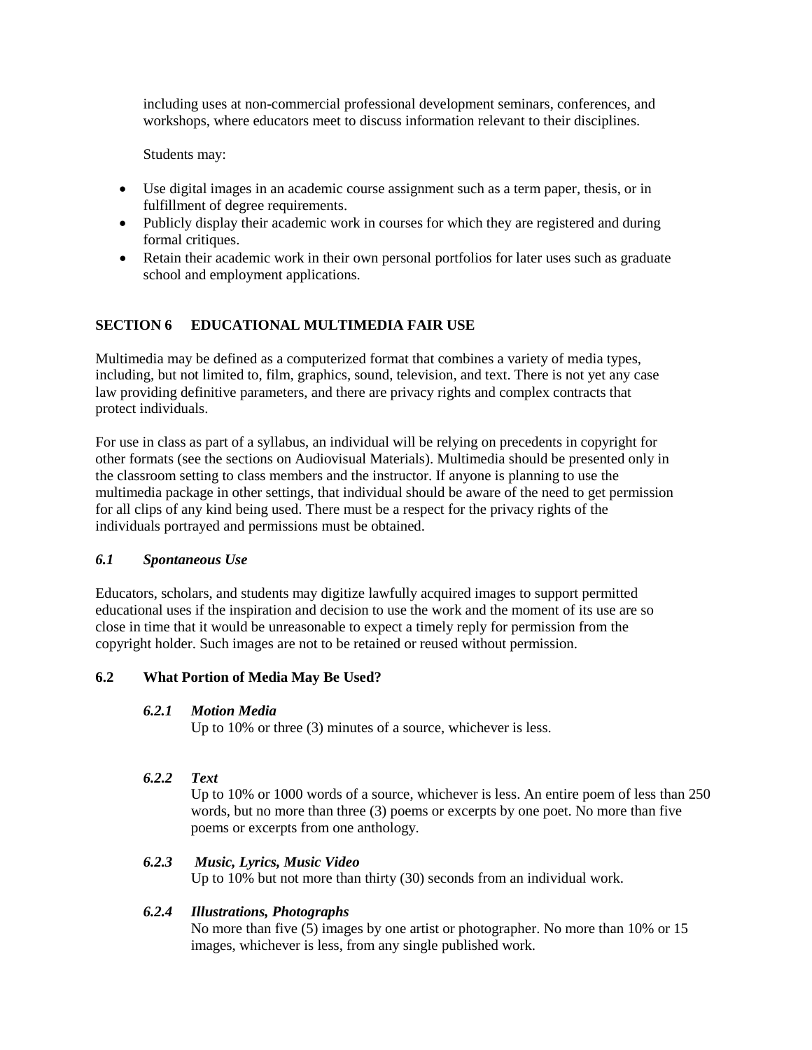including uses at non-commercial professional development seminars, conferences, and workshops, where educators meet to discuss information relevant to their disciplines.

Students may:

- Use digital images in an academic course assignment such as a term paper, thesis, or in fulfillment of degree requirements.
- Publicly display their academic work in courses for which they are registered and during formal critiques.
- Retain their academic work in their own personal portfolios for later uses such as graduate school and employment applications.

## SECTION 6 EDUCATIONAL MULTIMEDIA FAIR USE

Multimedia may be defined as a computerized format that combines a variety of media types, including, but not limited to, film, graphics, sound, television, and text. There is not yet any case law providing definitive parameters, and there are privacy rights and complex contracts that protect individuals.

For use in class as part of a syllabus, an individual will be relying on precedents in copyright for other formats (see the sections on Audiovisual Materials). Multimedia should be presented only in the classroom setting to class members and the instructor. If anyone is planning to use the multimedia package in other settings, that individual should be aware of the need to get permission for all clips of any kind being used. There must be a respect for the privacy rights of the individuals portrayed and permissions must be obtained.

### *6.1 Spontaneous Use*

Educators, scholars, and students may digitize lawfully acquired images to support permitted educational uses if the inspiration and decision to use the work and the moment of its use are so close in time that it would be unreasonable to expect a timely reply for permission from the copyright holder. Such images are not to be retained or reused without permission.

### 6.2 What Portion of Media May Be Used?

#### *6.2.1 Motion Media*

Up to 10% or three (3) minutes of a source, whichever is less.

#### *6.2.2 Text*

Up to 10% or 1000 words of a source, whichever is less. An entire poem of less than 250 words, but no more than three (3) poems or excerpts by one poet. No more than five poems or excerpts from one anthology.

#### *6.2.3 Music, Lyrics, Music Video*

Up to 10% but not more than thirty (30) seconds from an individual work.

#### *6.2.4 Illustrations, Photographs*

No more than five (5) images by one artist or photographer. No more than 10% or 15 images, whichever is less, from any single published work.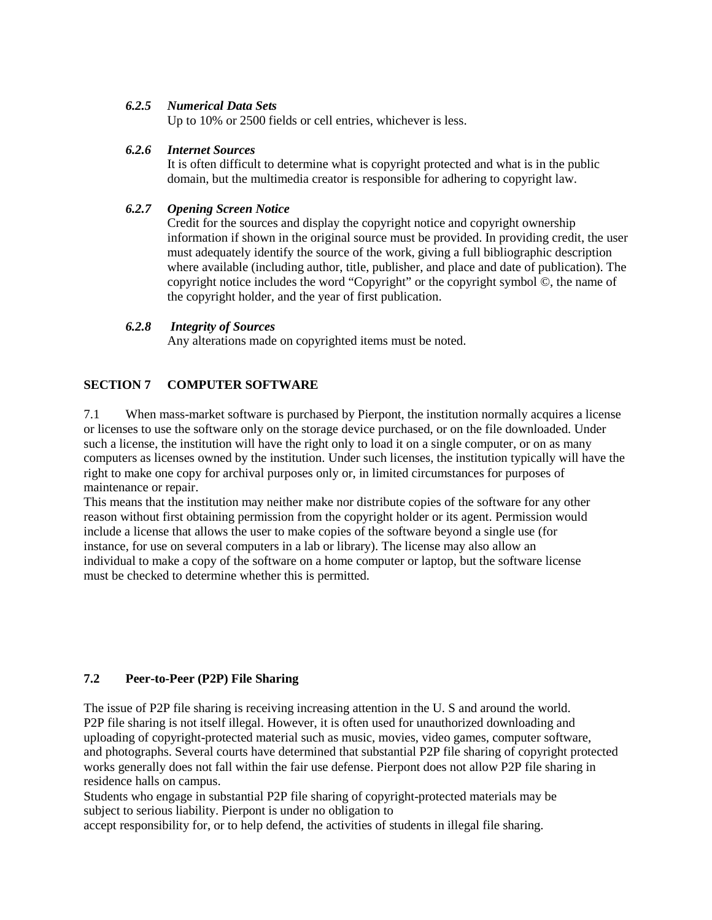#### *6.2.5 Numerical Data Sets*

Up to 10% or 2500 fields or cell entries, whichever is less.

#### *6.2.6 Internet Sources*

It is often difficult to determine what is copyright protected and what is in the public domain, but the multimedia creator is responsible for adhering to copyright law.

#### *6.2.7 Opening Screen Notice*

Credit for the sources and display the copyright notice and copyright ownership information if shown in the original source must be provided. In providing credit, the user must adequately identify the source of the work, giving a full bibliographic description where available (including author, title, publisher, and place and date of publication). The copyright notice includes the word "Copyright" or the copyright symbol ©, the name of the copyright holder, and the year of first publication.

#### *6.2.8 Integrity of Sources*

Any alterations made on copyrighted items must be noted.

## SECTION 7 COMPUTER SOFTWARE

7.1 When mass-market software is purchased by Pierpont, the institution normally acquires a license or licenses to use the software only on the storage device purchased, or on the file downloaded. Under such a license, the institution will have the right only to load it on a single computer, or on as many computers as licenses owned by the institution. Under such licenses, the institution typically will have the right to make one copy for archival purposes only or, in limited circumstances for purposes of maintenance or repair.

This means that the institution may neither make nor distribute copies of the software for any other reason without first obtaining permission from the copyright holder or its agent. Permission would include a license that allows the user to make copies of the software beyond a single use (for instance, for use on several computers in a lab or library). The license may also allow an individual to make a copy of the software on a home computer or laptop, but the software license must be checked to determine whether this is permitted.

### 7.2 Peer-to-Peer (P2P) File Sharing

The issue of P2P file sharing is receiving increasing attention in the U. S and around the world. P2P file sharing is not itself illegal. However, it is often used for unauthorized downloading and uploading of copyright-protected material such as music, movies, video games, computer software, and photographs. Several courts have determined that substantial P2P file sharing of copyright protected works generally does not fall within the fair use defense. Pierpont does not allow P2P file sharing in residence halls on campus.

Students who engage in substantial P2P file sharing of copyright-protected materials may be subject to serious liability. Pierpont is under no obligation to accept responsibility for, or to help defend, the activities of students in illegal file sharing.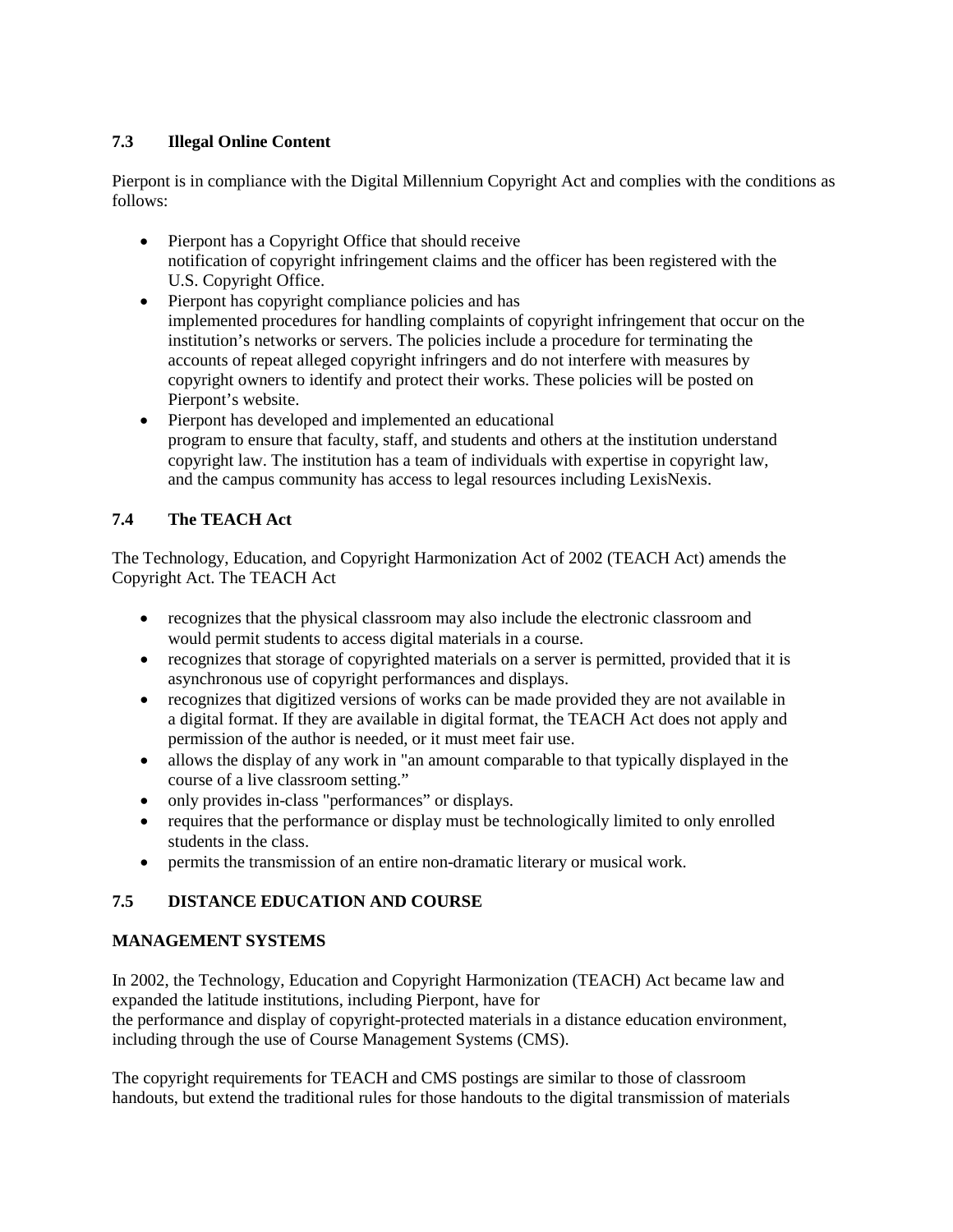### 7.3 Illegal Online Content

Pierpont is in compliance with the Digital Millennium Copyright Act and complies with the conditions as follows:

- Pierpont has a Copyright Office that should receive notification of copyright infringement claims and the officer has been registered with the U.S. Copyright Office.
- Pierpont has copyright compliance policies and has implemented procedures for handling complaints of copyright infringement that occur on the institution's networks or servers. The policies include a procedure for terminating the accounts of repeat alleged copyright infringers and do not interfere with measures by copyright owners to identify and protect their works. These policies will be posted on Pierpont's website.
- Pierpont has developed and implemented an educational program to ensure that faculty, staff, and students and others at the institution understand copyright law. The institution has a team of individuals with expertise in copyright law, and the campus community has access to legal resources including LexisNexis.

### 7.4 The TEACH Act

The Technology, Education, and Copyright Harmonization Act of 2002 (TEACH Act) amends the Copyright Act. The TEACH Act

- recognizes that the physical classroom may also include the electronic classroom and would permit students to access digital materials in a course.
- recognizes that storage of copyrighted materials on a server is permitted, provided that it is asynchronous use of copyright performances and displays.
- recognizes that digitized versions of works can be made provided they are not available in a digital format. If they are available in digital format, the TEACH Act does not apply and permission of the author is needed, or it must meet fair use.
- allows the display of any work in "an amount comparable to that typically displayed in the course of a live classroom setting."
- only provides in-class "performances" or displays.
- requires that the performance or display must be technologically limited to only enrolled students in the class.
- permits the transmission of an entire non-dramatic literary or musical work.

### 7.5 DISTANCE EDUCATION AND COURSE MANAGEMENT SYSTEMS

In 2002, the Technology, Education and Copyright Harmonization (TEACH) Act became law and expanded the latitude institutions, including Pierpont, have for the performance and display of copyright-protected materials in a distance education environment, including through the use of Course Management Systems (CMS).

The copyright requirements for TEACH and CMS postings are similar to those of classroom handouts, but extend the traditional rules for those handouts to the digital transmission of materials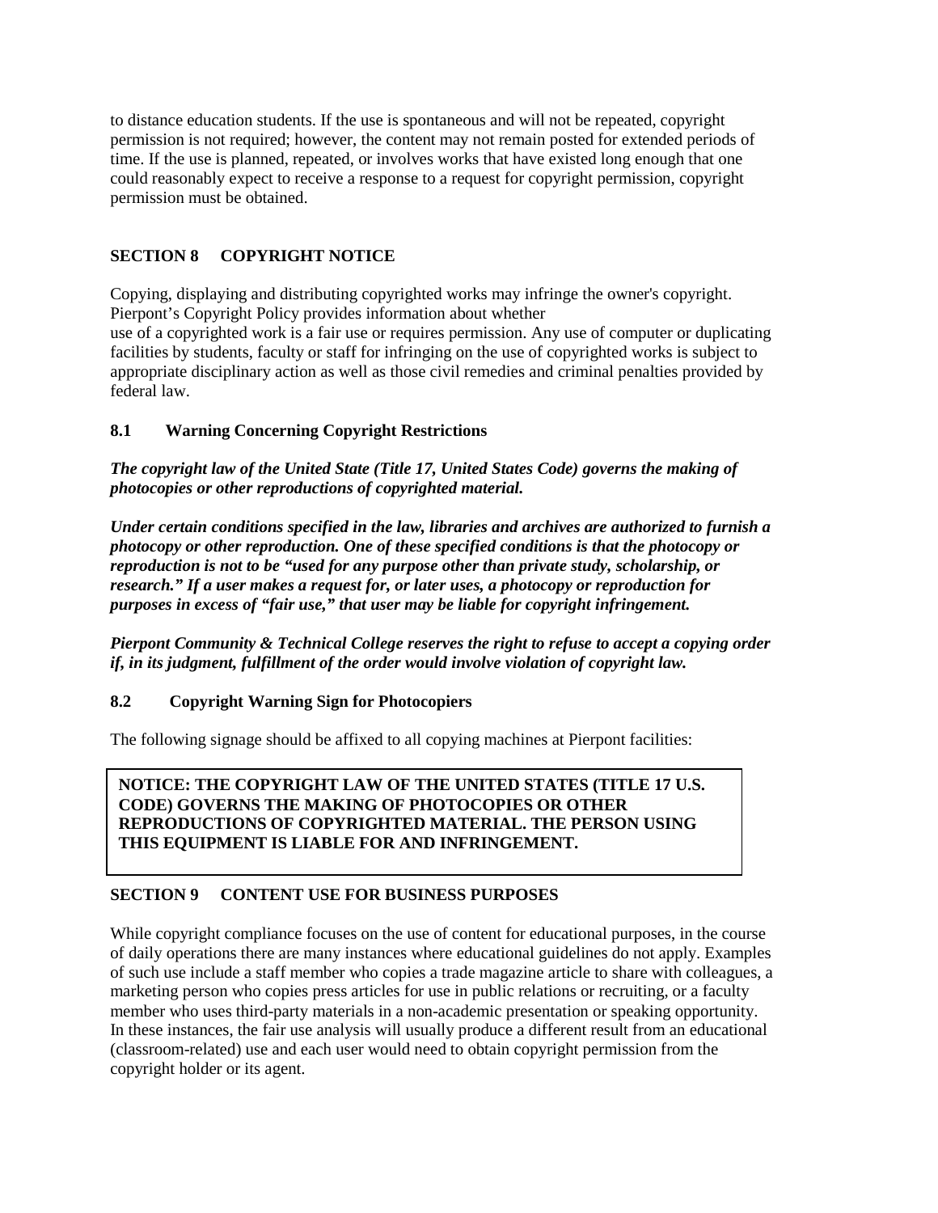to distance education students. If the use is spontaneous and will not be repeated, copyright permission is not required; however, the content may not remain posted for extended periods of time. If the use is planned, repeated, or involves works that have existed long enough that one could reasonably expect to receive a response to a request for copyright permission, copyright permission must be obtained.

## SECTION 8 COPYRIGHT NOTICE

Copying, displaying and distributing copyrighted works may infringe the owner's copyright. Pierpont's Copyright Policy provides information about whether use of a copyrighted work is a fair use or requires permission. Any use of computer or duplicating facilities by students, faculty or staff for infringing on the use of copyrighted works is subject to appropriate disciplinary action as well as those civil remedies and criminal penalties provided by federal law.

### 8.1 Warning Concerning Copyright Restrictions

***The copyright law of the United State (Title 17, United States Code) governs the making of photocopies or other reproductions of copyrighted material.***

***Under certain conditions specified in the law, libraries and archives are authorized to furnish a photocopy or other reproduction. One of these specified conditions is that the photocopy or reproduction is not to be "used for any purpose other than private study, scholarship, or research." If a user makes a request for, or later uses, a photocopy or reproduction for purposes in excess of "fair use," that user may be liable for copyright infringement.***

***Pierpont Community & Technical College reserves the right to refuse to accept a copying order if, in its judgment, fulfillment of the order would involve violation of copyright law.***

### 8.2 Copyright Warning Sign for Photocopiers

The following signage should be affixed to all copying machines at Pierpont facilities:

**NOTICE: THE COPYRIGHT LAW OF THE UNITED STATES (TITLE 17 U.S. CODE) GOVERNS THE MAKING OF PHOTOCOPIES OR OTHER REPRODUCTIONS OF COPYRIGHTED MATERIAL. THE PERSON USING THIS EQUIPMENT IS LIABLE FOR AND INFRINGEMENT.**

## SECTION 9 CONTENT USE FOR BUSINESS PURPOSES

While copyright compliance focuses on the use of content for educational purposes, in the course of daily operations there are many instances where educational guidelines do not apply. Examples of such use include a staff member who copies a trade magazine article to share with colleagues, a marketing person who copies press articles for use in public relations or recruiting, or a faculty member who uses third-party materials in a non-academic presentation or speaking opportunity. In these instances, the fair use analysis will usually produce a different result from an educational (classroom-related) use and each user would need to obtain copyright permission from the copyright holder or its agent.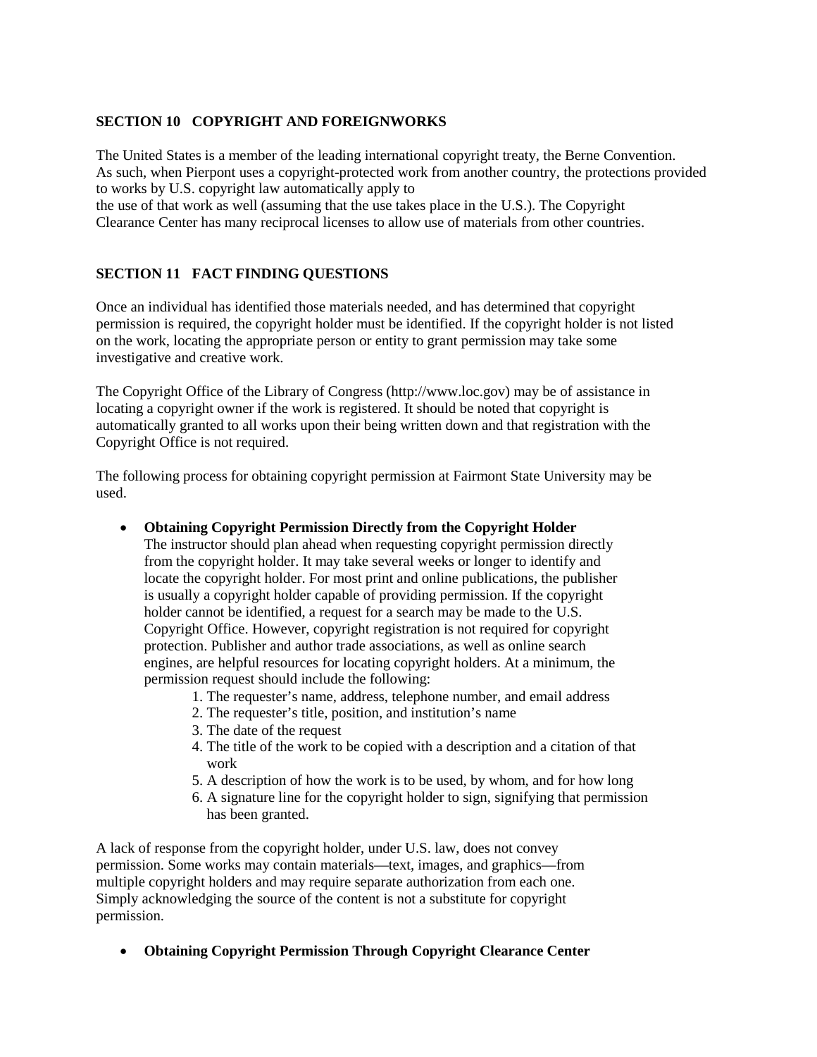## SECTION 10 COPYRIGHT AND FOREIGNWORKS

The United States is a member of the leading international copyright treaty, the Berne Convention. As such, when Pierpont uses a copyright-protected work from another country, the protections provided to works by U.S. copyright law automatically apply to the use of that work as well (assuming that the use takes place in the U.S.). The Copyright Clearance Center has many reciprocal licenses to allow use of materials from other countries.

## SECTION 11 FACT FINDING QUESTIONS

Once an individual has identified those materials needed, and has determined that copyright permission is required, the copyright holder must be identified. If the copyright holder is not listed on the work, locating the appropriate person or entity to grant permission may take some investigative and creative work.

The Copyright Office of the Library of Congress (http://www.loc.gov) may be of assistance in locating a copyright owner if the work is registered. It should be noted that copyright is automatically granted to all works upon their being written down and that registration with the Copyright Office is not required.

The following process for obtaining copyright permission at Fairmont State University may be used.

- **Obtaining Copyright Permission Directly from the Copyright Holder**
  The instructor should plan ahead when requesting copyright permission directly from the copyright holder. It may take several weeks or longer to identify and locate the copyright holder. For most print and online publications, the publisher is usually a copyright holder capable of providing permission. If the copyright holder cannot be identified, a request for a search may be made to the U.S. Copyright Office. However, copyright registration is not required for copyright protection. Publisher and author trade associations, as well as online search engines, are helpful resources for locating copyright holders. At a minimum, the permission request should include the following:
  1. The requester's name, address, telephone number, and email address
  2. The requester's title, position, and institution's name
  3. The date of the request
  4. The title of the work to be copied with a description and a citation of that work
  5. A description of how the work is to be used, by whom, and for how long
  6. A signature line for the copyright holder to sign, signifying that permission has been granted.

A lack of response from the copyright holder, under U.S. law, does not convey permission. Some works may contain materials—text, images, and graphics—from multiple copyright holders and may require separate authorization from each one. Simply acknowledging the source of the content is not a substitute for copyright permission.

- **Obtaining Copyright Permission Through Copyright Clearance Center**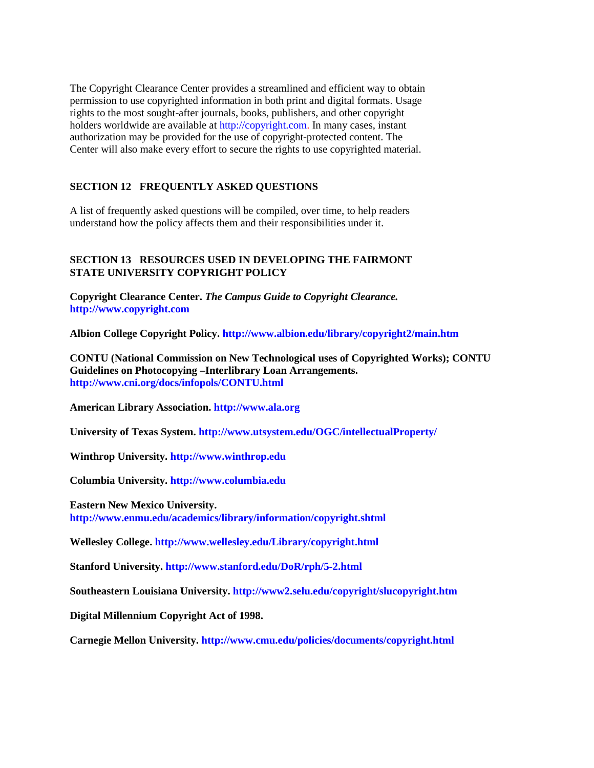The Copyright Clearance Center provides a streamlined and efficient way to obtain permission to use copyrighted information in both print and digital formats. Usage rights to the most sought-after journals, books, publishers, and other copyright holders worldwide are available at http://copyright.com. In many cases, instant authorization may be provided for the use of copyright-protected content. The Center will also make every effort to secure the rights to use copyrighted material.

## SECTION 12 FREQUENTLY ASKED QUESTIONS

A list of frequently asked questions will be compiled, over time, to help readers understand how the policy affects them and their responsibilities under it.

## SECTION 13 RESOURCES USED IN DEVELOPING THE FAIRMONT STATE UNIVERSITY COPYRIGHT POLICY

**Copyright Clearance Center. *The Campus Guide to Copyright Clearance.* http://www.copyright.com**

**Albion College Copyright Policy. http://www.albion.edu/library/copyright2/main.htm**

**CONTU (National Commission on New Technological uses of Copyrighted Works); CONTU Guidelines on Photocopying –Interlibrary Loan Arrangements. http://www.cni.org/docs/infopols/CONTU.html**

**American Library Association. http://www.ala.org**

**University of Texas System. http://www.utsystem.edu/OGC/intellectualProperty/**

**Winthrop University. http://www.winthrop.edu**

**Columbia University. http://www.columbia.edu**

**Eastern New Mexico University. http://www.enmu.edu/academics/library/information/copyright.shtml**

**Wellesley College. http://www.wellesley.edu/Library/copyright.html**

**Stanford University. http://www.stanford.edu/DoR/rph/5-2.html**

**Southeastern Louisiana University. http://www2.selu.edu/copyright/slucopyright.htm**

**Digital Millennium Copyright Act of 1998.**

**Carnegie Mellon University. http://www.cmu.edu/policies/documents/copyright.html**